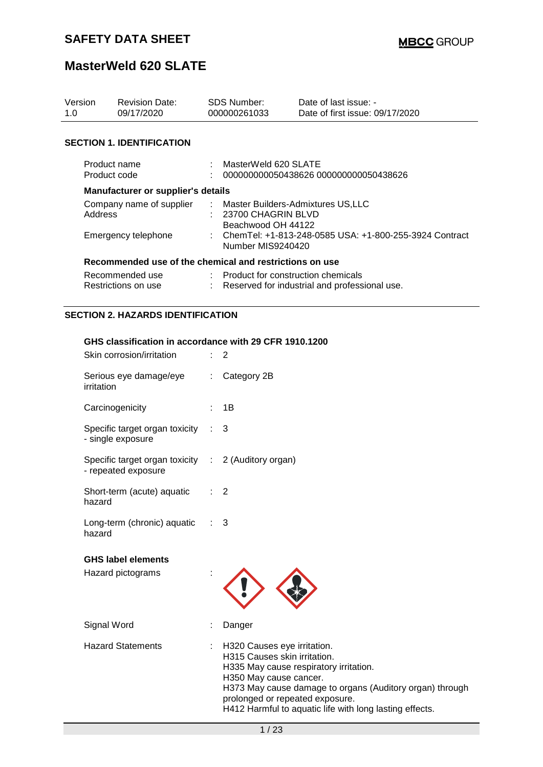# SAFETY DATA SHEET

**MBCC GROUP**

## MasterWeld 620 SLATE

| Version | Revision Date: | SDS Number: | Date of last issue: - |
|---|---|---|---|
| 1.0 | 09/17/2020 | 000000261033 | Date of first issue: 09/17/2020 |

### SECTION 1. IDENTIFICATION

Product name : MasterWeld 620 SLATE

Product code : 000000000050438626 000000000050438626

**Manufacturer or supplier's details**

Company name of supplier : Master Builders-Admixtures US,LLC

Address : 23700 CHAGRIN BLVD
Beachwood OH 44122

Emergency telephone : ChemTel: +1-813-248-0585 USA: +1-800-255-3924 Contract Number MIS9240420

**Recommended use of the chemical and restrictions on use**

Recommended use : Product for construction chemicals

Restrictions on use : Reserved for industrial and professional use.

### SECTION 2. HAZARDS IDENTIFICATION

**GHS classification in accordance with 29 CFR 1910.1200**

Skin corrosion/irritation : 2

Serious eye damage/eye irritation : Category 2B

Carcinogenicity : 1B

Specific target organ toxicity - single exposure : 3

Specific target organ toxicity - repeated exposure : 2 (Auditory organ)

Short-term (acute) aquatic hazard : 2

Long-term (chronic) aquatic hazard : 3

**GHS label elements**

Hazard pictograms :

Signal Word : Danger

Hazard Statements : H320 Causes eye irritation.
H315 Causes skin irritation.
H335 May cause respiratory irritation.
H350 May cause cancer.
H373 May cause damage to organs (Auditory organ) through prolonged or repeated exposure.
H412 Harmful to aquatic life with long lasting effects.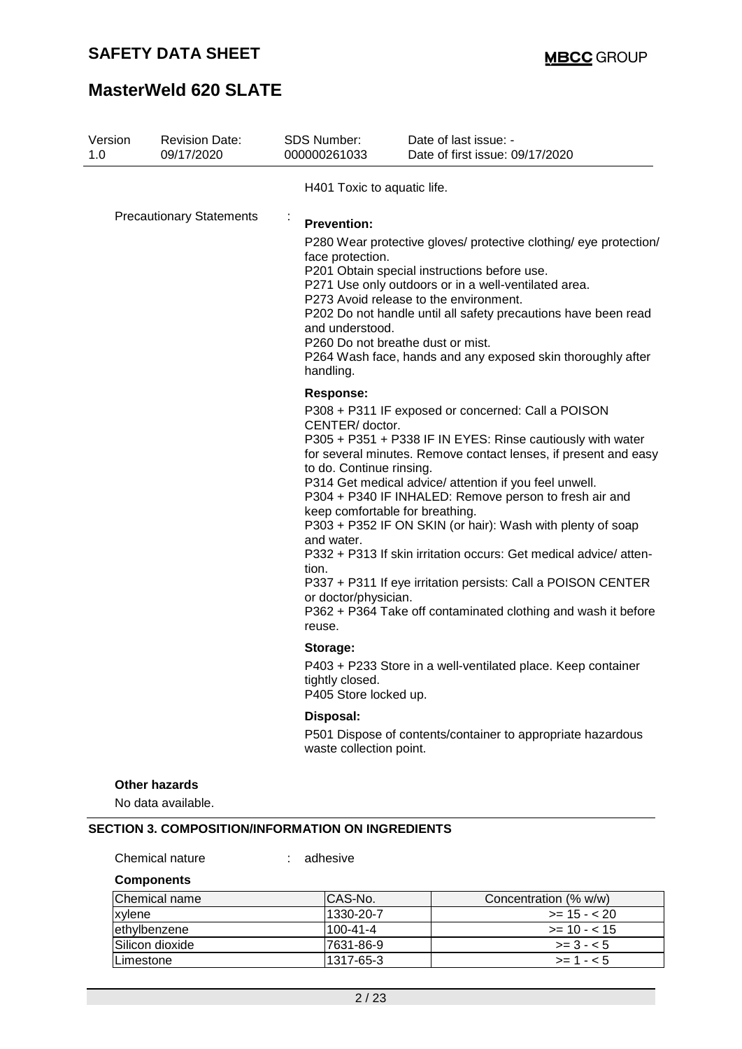H401 Toxic to aquatic life.

Precautionary Statements :

**Prevention:**

P280 Wear protective gloves/ protective clothing/ eye protection/ face protection.
P201 Obtain special instructions before use.
P271 Use only outdoors or in a well-ventilated area.
P273 Avoid release to the environment.
P202 Do not handle until all safety precautions have been read and understood.
P260 Do not breathe dust or mist.
P264 Wash face, hands and any exposed skin thoroughly after handling.

**Response:**

P308 + P311 IF exposed or concerned: Call a POISON CENTER/ doctor.
P305 + P351 + P338 IF IN EYES: Rinse cautiously with water for several minutes. Remove contact lenses, if present and easy to do. Continue rinsing.
P314 Get medical advice/ attention if you feel unwell.
P304 + P340 IF INHALED: Remove person to fresh air and keep comfortable for breathing.
P303 + P352 IF ON SKIN (or hair): Wash with plenty of soap and water.
P332 + P313 If skin irritation occurs: Get medical advice/ attention.
P337 + P311 If eye irritation persists: Call a POISON CENTER or doctor/physician.
P362 + P364 Take off contaminated clothing and wash it before reuse.

**Storage:**

P403 + P233 Store in a well-ventilated place. Keep container tightly closed.
P405 Store locked up.

**Disposal:**

P501 Dispose of contents/container to appropriate hazardous waste collection point.

**Other hazards**

No data available.

## SECTION 3. COMPOSITION/INFORMATION ON INGREDIENTS

Chemical nature : adhesive

**Components**

| Chemical name | CAS-No. | Concentration (% w/w) |
|---|---|---|
| xylene | 1330-20-7 | >= 15 - < 20 |
| ethylbenzene | 100-41-4 | >= 10 - < 15 |
| Silicon dioxide | 7631-86-9 | >= 3 - < 5 |
| Limestone | 1317-65-3 | >= 1 - < 5 |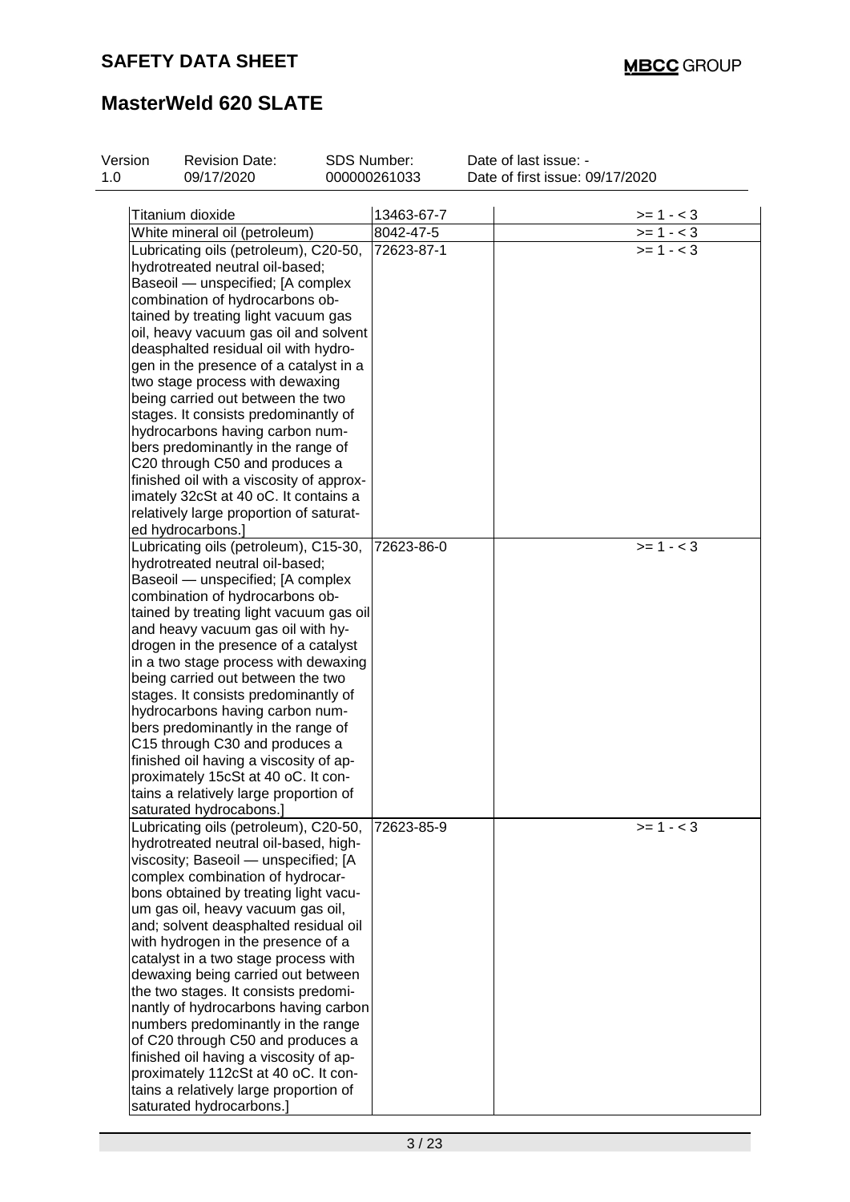| Titanium dioxide | 13463-67-7 | >= 1 - < 3 |
|---|---|---|
| White mineral oil (petroleum) | 8042-47-5 | >= 1 - < 3 |
| Lubricating oils (petroleum), C20-50, hydrotreated neutral oil-based; Baseoil — unspecified; [A complex combination of hydrocarbons obtained by treating light vacuum gas oil, heavy vacuum gas oil and solvent deasphalted residual oil with hydrogen in the presence of a catalyst in a two stage process with dewaxing being carried out between the two stages. It consists predominantly of hydrocarbons having carbon numbers predominantly in the range of C20 through C50 and produces a finished oil with a viscosity of approximately 32cSt at 40 oC. It contains a relatively large proportion of saturated hydrocarbons.] | 72623-87-1 | >= 1 - < 3 |
| Lubricating oils (petroleum), C15-30, hydrotreated neutral oil-based; Baseoil — unspecified; [A complex combination of hydrocarbons obtained by treating light vacuum gas oil and heavy vacuum gas oil with hydrogen in the presence of a catalyst in a two stage process with dewaxing being carried out between the two stages. It consists predominantly of hydrocarbons having carbon numbers predominantly in the range of C15 through C30 and produces a finished oil having a viscosity of approximately 15cSt at 40 oC. It contains a relatively large proportion of saturated hydrocabons.] | 72623-86-0 | >= 1 - < 3 |
| Lubricating oils (petroleum), C20-50, hydrotreated neutral oil-based, high-viscosity; Baseoil — unspecified; [A complex combination of hydrocarbons obtained by treating light vacuum gas oil, heavy vacuum gas oil, and; solvent deasphalted residual oil with hydrogen in the presence of a catalyst in a two stage process with dewaxing being carried out between the two stages. It consists predominantly of hydrocarbons having carbon numbers predominantly in the range of C20 through C50 and produces a finished oil having a viscosity of approximately 112cSt at 40 oC. It contains a relatively large proportion of saturated hydrocarbons.] | 72623-85-9 | >= 1 - < 3 |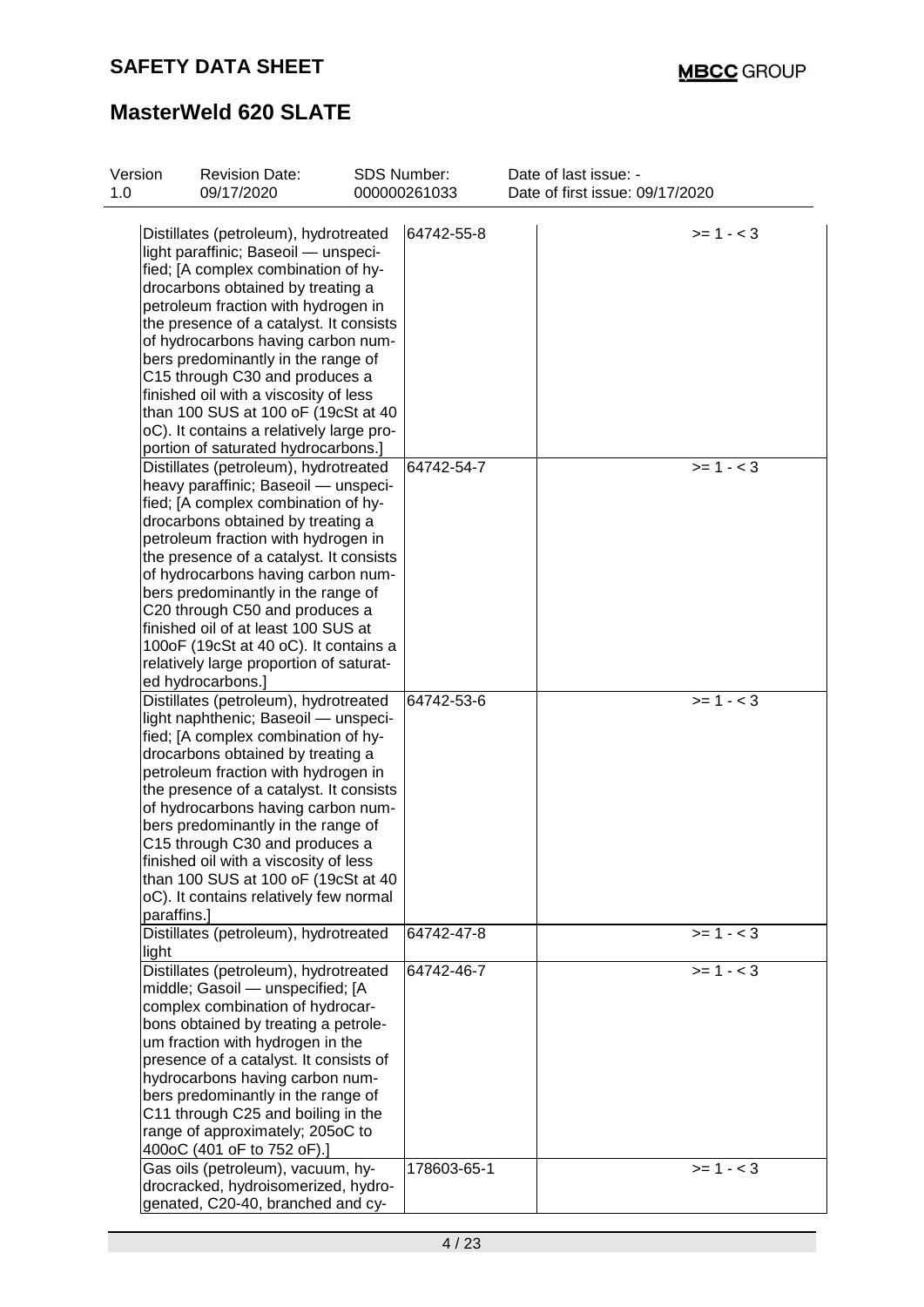| | | | |
|---|---|---|---|
| Distillates (petroleum), hydrotreated light paraffinic; Baseoil — unspecified; [A complex combination of hydrocarbons obtained by treating a petroleum fraction with hydrogen in the presence of a catalyst. It consists of hydrocarbons having carbon numbers predominantly in the range of C15 through C30 and produces a finished oil with a viscosity of less than 100 SUS at 100 oF (19cSt at 40 oC). It contains a relatively large proportion of saturated hydrocarbons.] | 64742-55-8 | | >= 1 - < 3 |
| Distillates (petroleum), hydrotreated heavy paraffinic; Baseoil — unspecified; [A complex combination of hydrocarbons obtained by treating a petroleum fraction with hydrogen in the presence of a catalyst. It consists of hydrocarbons having carbon numbers predominantly in the range of C20 through C50 and produces a finished oil of at least 100 SUS at 100oF (19cSt at 40 oC). It contains a relatively large proportion of saturated hydrocarbons.] | 64742-54-7 | | >= 1 - < 3 |
| Distillates (petroleum), hydrotreated light naphthenic; Baseoil — unspecified; [A complex combination of hydrocarbons obtained by treating a petroleum fraction with hydrogen in the presence of a catalyst. It consists of hydrocarbons having carbon numbers predominantly in the range of C15 through C30 and produces a finished oil with a viscosity of less than 100 SUS at 100 oF (19cSt at 40 oC). It contains relatively few normal paraffins.] | 64742-53-6 | | >= 1 - < 3 |
| Distillates (petroleum), hydrotreated light | 64742-47-8 | | >= 1 - < 3 |
| Distillates (petroleum), hydrotreated middle; Gasoil — unspecified; [A complex combination of hydrocarbons obtained by treating a petroleum fraction with hydrogen in the presence of a catalyst. It consists of hydrocarbons having carbon numbers predominantly in the range of C11 through C25 and boiling in the range of approximately; 205oC to 400oC (401 oF to 752 oF).] | 64742-46-7 | | >= 1 - < 3 |
| Gas oils (petroleum), vacuum, hydrocracked, hydroisomerized, hydrogenated, C20-40, branched and cy- | 178603-65-1 | | >= 1 - < 3 |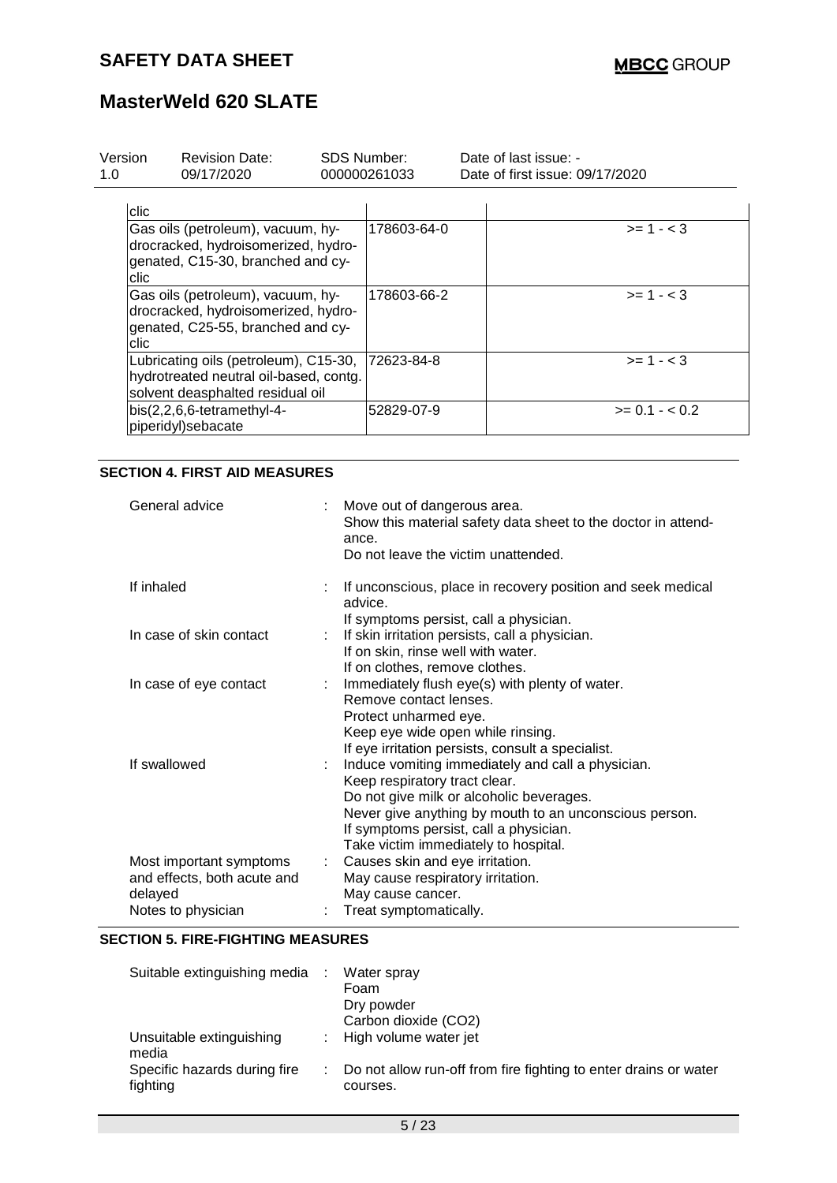| | | |
|---|---|---|
| clic | | |
| Gas oils (petroleum), vacuum, hydrocracked, hydroisomerized, hydrogenated, C15-30, branched and cyclic | 178603-64-0 | >= 1 - < 3 |
| Gas oils (petroleum), vacuum, hydrocracked, hydroisomerized, hydrogenated, C25-55, branched and cyclic | 178603-66-2 | >= 1 - < 3 |
| Lubricating oils (petroleum), C15-30, hydrotreated neutral oil-based, contg. solvent deasphalted residual oil | 72623-84-8 | >= 1 - < 3 |
| bis(2,2,6,6-tetramethyl-4-piperidyl)sebacate | 52829-07-9 | >= 0.1 - < 0.2 |

## SECTION 4. FIRST AID MEASURES

| | | |
|---|---|---|
| General advice | : | Move out of dangerous area.<br>Show this material safety data sheet to the doctor in attendance.<br>Do not leave the victim unattended. |
| If inhaled | : | If unconscious, place in recovery position and seek medical advice.<br>If symptoms persist, call a physician. |
| In case of skin contact | : | If skin irritation persists, call a physician.<br>If on skin, rinse well with water.<br>If on clothes, remove clothes. |
| In case of eye contact | : | Immediately flush eye(s) with plenty of water.<br>Remove contact lenses.<br>Protect unharmed eye.<br>Keep eye wide open while rinsing.<br>If eye irritation persists, consult a specialist. |
| If swallowed | : | Induce vomiting immediately and call a physician.<br>Keep respiratory tract clear.<br>Do not give milk or alcoholic beverages.<br>Never give anything by mouth to an unconscious person.<br>If symptoms persist, call a physician.<br>Take victim immediately to hospital. |
| Most important symptoms and effects, both acute and delayed | : | Causes skin and eye irritation.<br>May cause respiratory irritation.<br>May cause cancer. |
| Notes to physician | : | Treat symptomatically. |

## SECTION 5. FIRE-FIGHTING MEASURES

| | | |
|---|---|---|
| Suitable extinguishing media | : | Water spray<br>Foam<br>Dry powder<br>Carbon dioxide ($CO_2$) |
| Unsuitable extinguishing media | : | High volume water jet |
| Specific hazards during fire fighting | : | Do not allow run-off from fire fighting to enter drains or water courses. |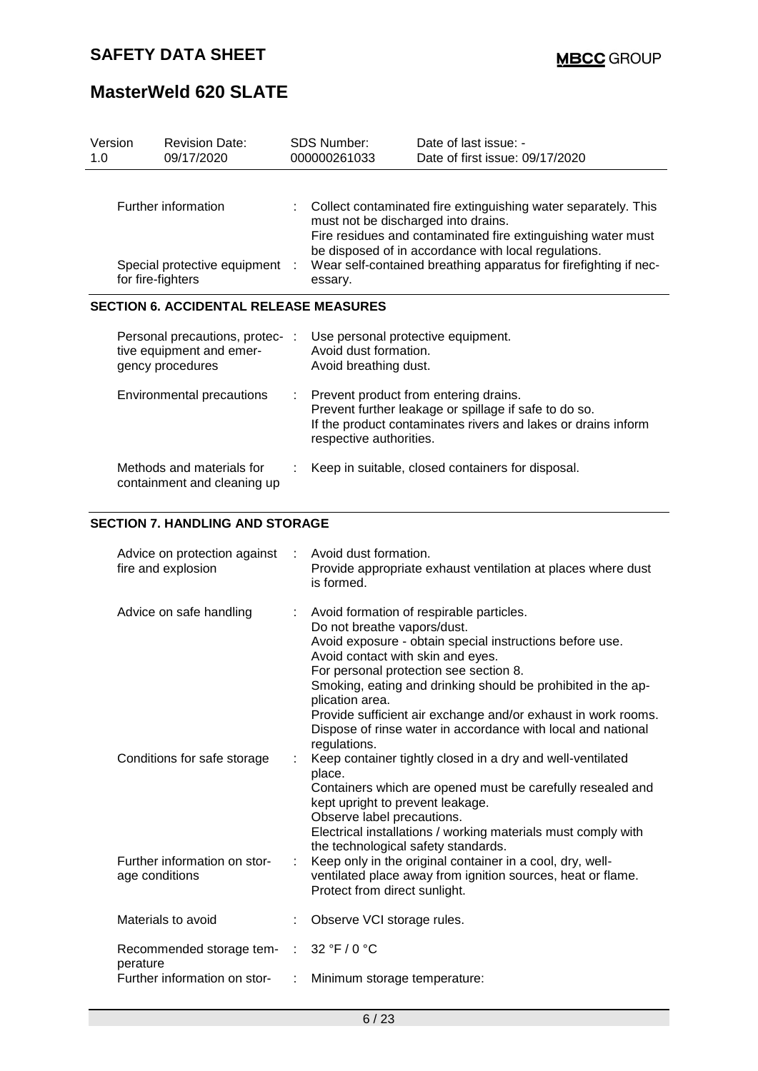| Version | Revision Date: | SDS Number: | Date of last issue: - |
|---|---|---|---|
| 1.0 | 09/17/2020 | 000000261033 | Date of first issue: 09/17/2020 |

| | |
|---|---|
| Further information | Collect contaminated fire extinguishing water separately. This must not be discharged into drains.<br>Fire residues and contaminated fire extinguishing water must be disposed of in accordance with local regulations. |
| Special protective equipment for fire-fighters | Wear self-contained breathing apparatus for firefighting if necessary. |

## SECTION 6. ACCIDENTAL RELEASE MEASURES

| | |
|---|---|
| Personal precautions, protective equipment and emergency procedures | Use personal protective equipment.<br>Avoid dust formation.<br>Avoid breathing dust. |
| Environmental precautions | Prevent product from entering drains.<br>Prevent further leakage or spillage if safe to do so.<br>If the product contaminates rivers and lakes or drains inform respective authorities. |
| Methods and materials for containment and cleaning up | Keep in suitable, closed containers for disposal. |

## SECTION 7. HANDLING AND STORAGE

| | |
|---|---|
| Advice on protection against fire and explosion | Avoid dust formation.<br>Provide appropriate exhaust ventilation at places where dust is formed. |
| Advice on safe handling | Avoid formation of respirable particles.<br>Do not breathe vapors/dust.<br>Avoid exposure - obtain special instructions before use.<br>Avoid contact with skin and eyes.<br>For personal protection see section 8.<br>Smoking, eating and drinking should be prohibited in the application area.<br>Provide sufficient air exchange and/or exhaust in work rooms.<br>Dispose of rinse water in accordance with local and national regulations. |
| Conditions for safe storage | Keep container tightly closed in a dry and well-ventilated place.<br>Containers which are opened must be carefully resealed and kept upright to prevent leakage.<br>Observe label precautions.<br>Electrical installations / working materials must comply with the technological safety standards. |
| Further information on storage conditions | Keep only in the original container in a cool, dry, well-ventilated place away from ignition sources, heat or flame.<br>Protect from direct sunlight. |
| Materials to avoid | Observe VCI storage rules. |
| Recommended storage temperature | 32 °F / 0 °C |
| Further information on stor- | Minimum storage temperature: |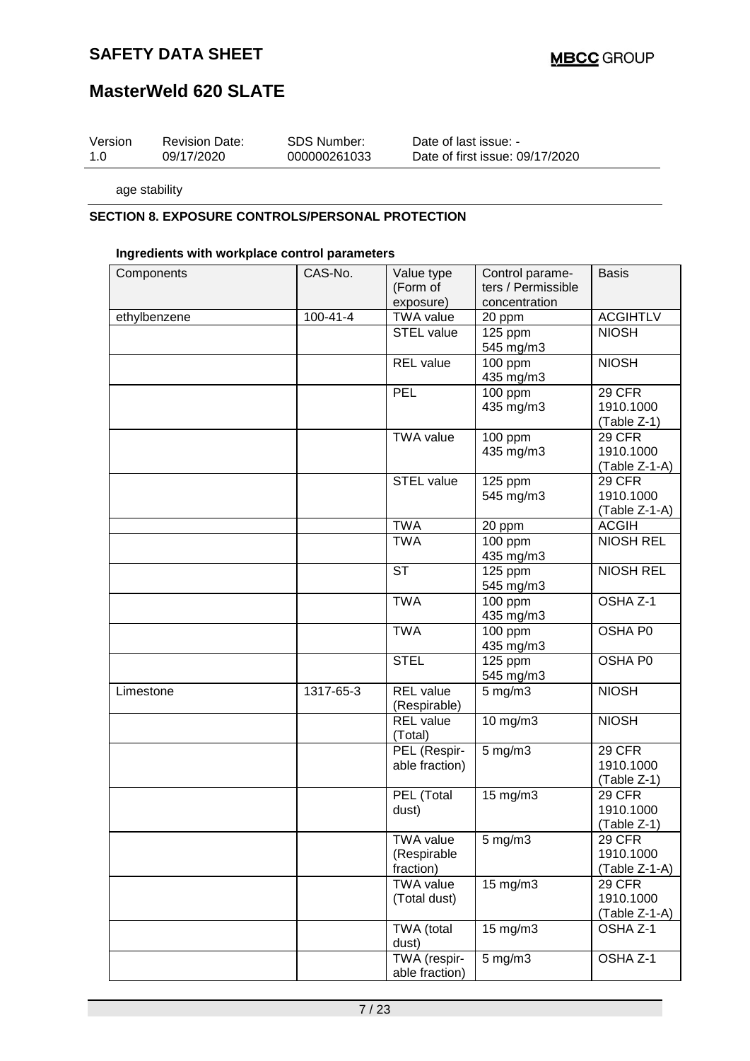age stability

## SECTION 8. EXPOSURE CONTROLS/PERSONAL PROTECTION

### Ingredients with workplace control parameters

| Components | CAS-No. | Value type (Form of exposure) | Control parameters / Permissible concentration | Basis |
|---|---|---|---|---|
| ethylbenzene | 100-41-4 | TWA value | 20 ppm | ACGIHTLV |
| | | STEL value | 125 ppm<br>545 mg/m3 | NIOSH |
| | | REL value | 100 ppm<br>435 mg/m3 | NIOSH |
| | | PEL | 100 ppm<br>435 mg/m3 | 29 CFR 1910.1000 (Table Z-1) |
| | | TWA value | 100 ppm<br>435 mg/m3 | 29 CFR 1910.1000 (Table Z-1-A) |
| | | STEL value | 125 ppm<br>545 mg/m3 | 29 CFR 1910.1000 (Table Z-1-A) |
| | | TWA | 20 ppm | ACGIH |
| | | TWA | 100 ppm<br>435 mg/m3 | NIOSH REL |
| | | ST | 125 ppm<br>545 mg/m3 | NIOSH REL |
| | | TWA | 100 ppm<br>435 mg/m3 | OSHA Z-1 |
| | | TWA | 100 ppm<br>435 mg/m3 | OSHA P0 |
| | | STEL | 125 ppm<br>545 mg/m3 | OSHA P0 |
| Limestone | 1317-65-3 | REL value (Respirable) | 5 mg/m3 | NIOSH |
| | | REL value (Total) | 10 mg/m3 | NIOSH |
| | | PEL (Respirable fraction) | 5 mg/m3 | 29 CFR 1910.1000 (Table Z-1) |
| | | PEL (Total dust) | 15 mg/m3 | 29 CFR 1910.1000 (Table Z-1) |
| | | TWA value (Respirable fraction) | 5 mg/m3 | 29 CFR 1910.1000 (Table Z-1-A) |
| | | TWA value (Total dust) | 15 mg/m3 | 29 CFR 1910.1000 (Table Z-1-A) |
| | | TWA (total dust) | 15 mg/m3 | OSHA Z-1 |
| | | TWA (respirable fraction) | 5 mg/m3 | OSHA Z-1 |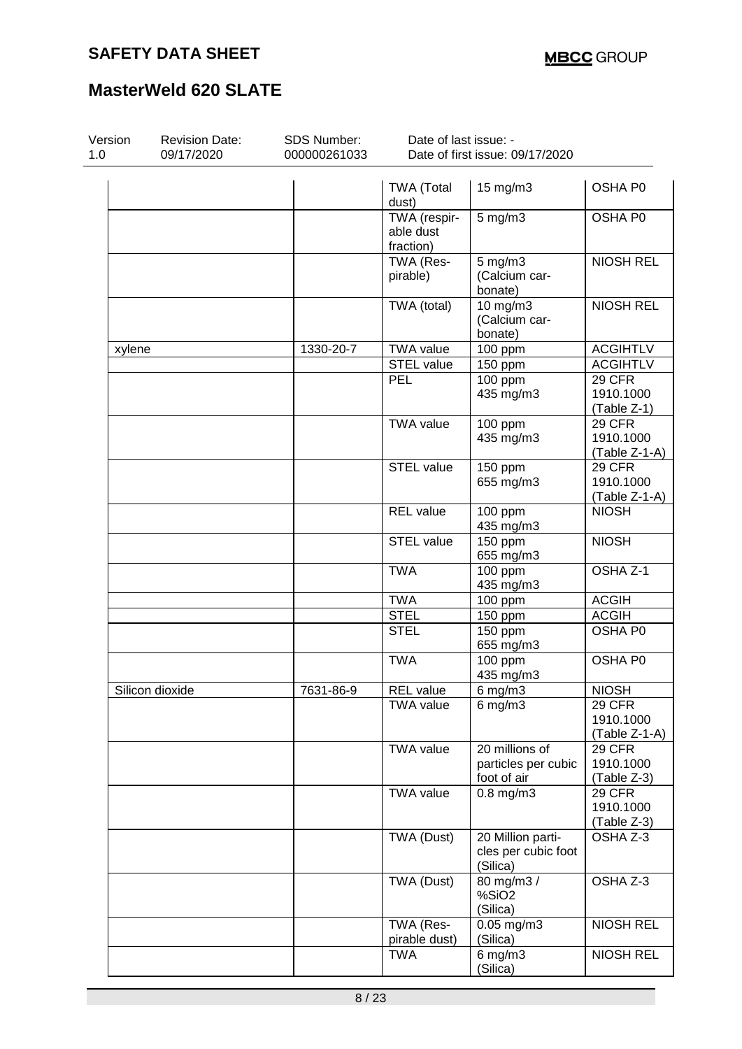| | | TWA (Total dust) | 15 mg/m3 | OSHA P0 |
|---|---|---|---|---|
| | | TWA (respirable dust fraction) | 5 mg/m3 | OSHA P0 |
| | | TWA (Respirable) | 5 mg/m3 (Calcium carbonate) | NIOSH REL |
| | | TWA (total) | 10 mg/m3 (Calcium carbonate) | NIOSH REL |
| xylene | 1330-20-7 | TWA value | 100 ppm | ACGIHTLV |
| | | STEL value | 150 ppm | ACGIHTLV |
| | | PEL | 100 ppm<br>435 mg/m3 | 29 CFR 1910.1000 (Table Z-1) |
| | | TWA value | 100 ppm<br>435 mg/m3 | 29 CFR 1910.1000 (Table Z-1-A) |
| | | STEL value | 150 ppm<br>655 mg/m3 | 29 CFR 1910.1000 (Table Z-1-A) |
| | | REL value | 100 ppm<br>435 mg/m3 | NIOSH |
| | | STEL value | 150 ppm<br>655 mg/m3 | NIOSH |
| | | TWA | 100 ppm<br>435 mg/m3 | OSHA Z-1 |
| | | TWA | 100 ppm | ACGIH |
| | | STEL | 150 ppm | ACGIH |
| | | STEL | 150 ppm<br>655 mg/m3 | OSHA P0 |
| | | TWA | 100 ppm<br>435 mg/m3 | OSHA P0 |
| Silicon dioxide | 7631-86-9 | REL value | 6 mg/m3 | NIOSH |
| | | TWA value | 6 mg/m3 | 29 CFR 1910.1000 (Table Z-1-A) |
| | | TWA value | 20 millions of particles per cubic foot of air | 29 CFR 1910.1000 (Table Z-3) |
| | | TWA value | 0.8 mg/m3 | 29 CFR 1910.1000 (Table Z-3) |
| | | TWA (Dust) | 20 Million particles per cubic foot (Silica) | OSHA Z-3 |
| | | TWA (Dust) | 80 mg/m3 / %SiO2 (Silica) | OSHA Z-3 |
| | | TWA (Respirable dust) | 0.05 mg/m3 (Silica) | NIOSH REL |
| | | TWA | 6 mg/m3 (Silica) | NIOSH REL |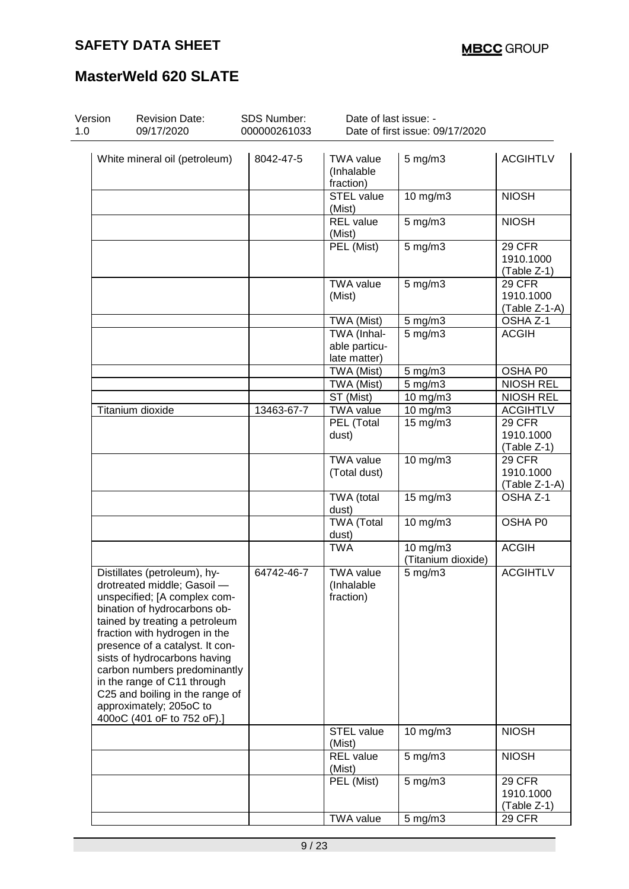| Version 1.0 | Revision Date: 09/17/2020 | SDS Number: 000000261033 | Date of last issue: - Date of first issue: 09/17/2020 |
|---|---|---|---|

| | | | | |
|---|---|---|---|---|
| White mineral oil (petroleum) | 8042-47-5 | TWA value (Inhalable fraction) | 5 mg/m3 | ACGIHTLV |
| | | STEL value (Mist) | 10 mg/m3 | NIOSH |
| | | REL value (Mist) | 5 mg/m3 | NIOSH |
| | | PEL (Mist) | 5 mg/m3 | 29 CFR 1910.1000 (Table Z-1) |
| | | TWA value (Mist) | 5 mg/m3 | 29 CFR 1910.1000 (Table Z-1-A) |
| | | TWA (Mist) | 5 mg/m3 | OSHA Z-1 |
| | | TWA (Inhalable particulate matter) | 5 mg/m3 | ACGIH |
| | | TWA (Mist) | 5 mg/m3 | OSHA P0 |
| | | TWA (Mist) | 5 mg/m3 | NIOSH REL |
| | | ST (Mist) | 10 mg/m3 | NIOSH REL |
| Titanium dioxide | 13463-67-7 | TWA value | 10 mg/m3 | ACGIHTLV |
| | | PEL (Total dust) | 15 mg/m3 | 29 CFR 1910.1000 (Table Z-1) |
| | | TWA value (Total dust) | 10 mg/m3 | 29 CFR 1910.1000 (Table Z-1-A) |
| | | TWA (total dust) | 15 mg/m3 | OSHA Z-1 |
| | | TWA (Total dust) | 10 mg/m3 | OSHA P0 |
| | | TWA | 10 mg/m3 (Titanium dioxide) | ACGIH |
| Distillates (petroleum), hydrotreated middle; Gasoil — unspecified; [A complex combination of hydrocarbons obtained by treating a petroleum fraction with hydrogen in the presence of a catalyst. It consists of hydrocarbons having carbon numbers predominantly in the range of C11 through C25 and boiling in the range of approximately; 205oC to 400oC (401 oF to 752 oF).] | 64742-46-7 | TWA value (Inhalable fraction) | 5 mg/m3 | ACGIHTLV |
| | | STEL value (Mist) | 10 mg/m3 | NIOSH |
| | | REL value (Mist) | 5 mg/m3 | NIOSH |
| | | PEL (Mist) | 5 mg/m3 | 29 CFR 1910.1000 (Table Z-1) |
| | | TWA value | 5 mg/m3 | 29 CFR |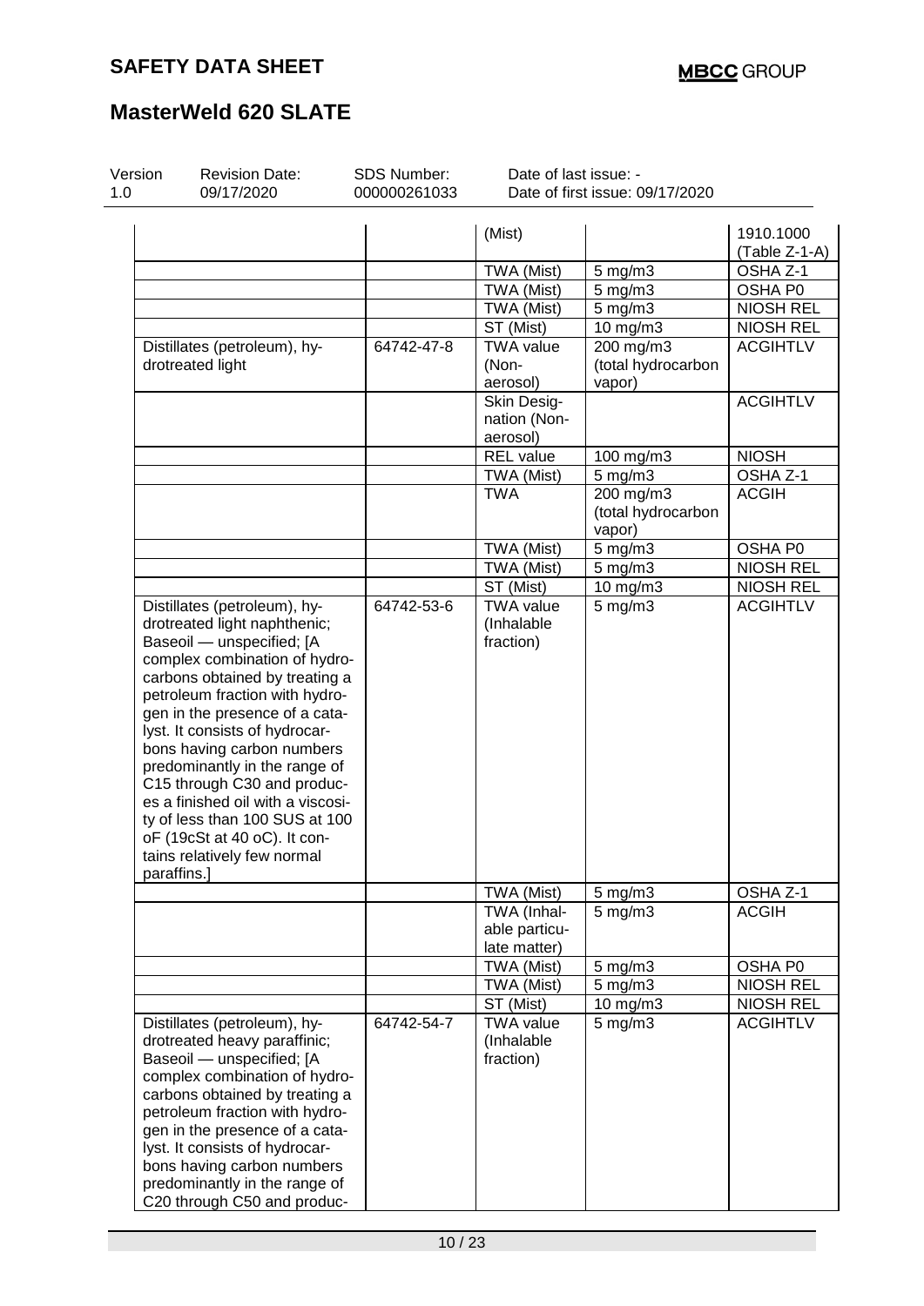| | | | | |
|---|---|---|---|---|
| | | (Mist) | | 1910.1000 (Table Z-1-A) |
| | | TWA (Mist) | 5 mg/m3 | OSHA Z-1 |
| | | TWA (Mist) | 5 mg/m3 | OSHA P0 |
| | | TWA (Mist) | 5 mg/m3 | NIOSH REL |
| | | ST (Mist) | 10 mg/m3 | NIOSH REL |
| Distillates (petroleum), hydrotreated light | 64742-47-8 | TWA value (Non-aerosol) | 200 mg/m3 (total hydrocarbon vapor) | ACGIHTLV |
| | | Skin Designation (Non-aerosol) | | ACGIHTLV |
| | | REL value | 100 mg/m3 | NIOSH |
| | | TWA (Mist) | 5 mg/m3 | OSHA Z-1 |
| | | TWA | 200 mg/m3 (total hydrocarbon vapor) | ACGIH |
| | | TWA (Mist) | 5 mg/m3 | OSHA P0 |
| | | TWA (Mist) | 5 mg/m3 | NIOSH REL |
| | | ST (Mist) | 10 mg/m3 | NIOSH REL |
| Distillates (petroleum), hydrotreated light naphthenic; Baseoil — unspecified; [A complex combination of hydrocarbons obtained by treating a petroleum fraction with hydrogen in the presence of a catalyst. It consists of hydrocarbons having carbon numbers predominantly in the range of C15 through C30 and produces a finished oil with a viscosity of less than 100 SUS at 100 oF (19cSt at 40 oC). It contains relatively few normal paraffins.] | 64742-53-6 | TWA value (Inhalable fraction) | 5 mg/m3 | ACGIHTLV |
| | | TWA (Mist) | 5 mg/m3 | OSHA Z-1 |
| | | TWA (Inhalable particulate matter) | 5 mg/m3 | ACGIH |
| | | TWA (Mist) | 5 mg/m3 | OSHA P0 |
| | | TWA (Mist) | 5 mg/m3 | NIOSH REL |
| | | ST (Mist) | 10 mg/m3 | NIOSH REL |
| Distillates (petroleum), hydrotreated heavy paraffinic; Baseoil — unspecified; [A complex combination of hydrocarbons obtained by treating a petroleum fraction with hydrogen in the presence of a catalyst. It consists of hydrocarbons having carbon numbers predominantly in the range of C20 through C50 and produc- | 64742-54-7 | TWA value (Inhalable fraction) | 5 mg/m3 | ACGIHTLV |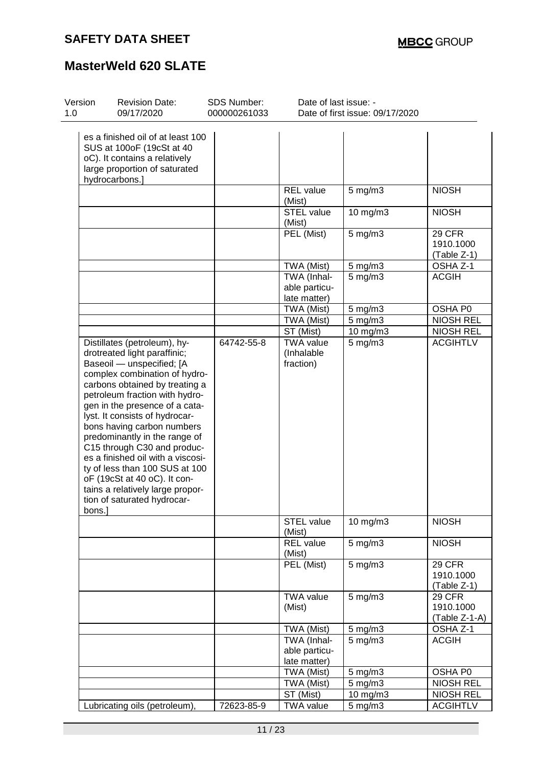| | | | | |
|---|---|---|---|---|
| es a finished oil of at least 100 SUS at 100oF (19cSt at 40 oC). It contains a relatively large proportion of saturated hydrocarbons.] | | | | |
| | | REL value (Mist) | 5 mg/m3 | NIOSH |
| | | STEL value (Mist) | 10 mg/m3 | NIOSH |
| | | PEL (Mist) | 5 mg/m3 | 29 CFR 1910.1000 (Table Z-1) |
| | | TWA (Mist) | 5 mg/m3 | OSHA Z-1 |
| | | TWA (Inhalable particulate matter) | 5 mg/m3 | ACGIH |
| | | TWA (Mist) | 5 mg/m3 | OSHA P0 |
| | | TWA (Mist) | 5 mg/m3 | NIOSH REL |
| | | ST (Mist) | 10 mg/m3 | NIOSH REL |
| Distillates (petroleum), hydrotreated light paraffinic; Baseoil — unspecified; [A complex combination of hydrocarbons obtained by treating a petroleum fraction with hydrogen in the presence of a catalyst. It consists of hydrocarbons having carbon numbers predominantly in the range of C15 through C30 and produces a finished oil with a viscosity of less than 100 SUS at 100 oF (19cSt at 40 oC). It contains a relatively large proportion of saturated hydrocarbons.] | 64742-55-8 | TWA value (Inhalable fraction) | 5 mg/m3 | ACGIHTLV |
| | | STEL value (Mist) | 10 mg/m3 | NIOSH |
| | | REL value (Mist) | 5 mg/m3 | NIOSH |
| | | PEL (Mist) | 5 mg/m3 | 29 CFR 1910.1000 (Table Z-1) |
| | | TWA value (Mist) | 5 mg/m3 | 29 CFR 1910.1000 (Table Z-1-A) |
| | | TWA (Mist) | 5 mg/m3 | OSHA Z-1 |
| | | TWA (Inhalable particulate matter) | 5 mg/m3 | ACGIH |
| | | TWA (Mist) | 5 mg/m3 | OSHA P0 |
| | | TWA (Mist) | 5 mg/m3 | NIOSH REL |
| | | ST (Mist) | 10 mg/m3 | NIOSH REL |
| Lubricating oils (petroleum), | 72623-85-9 | TWA value | 5 mg/m3 | ACGIHTLV |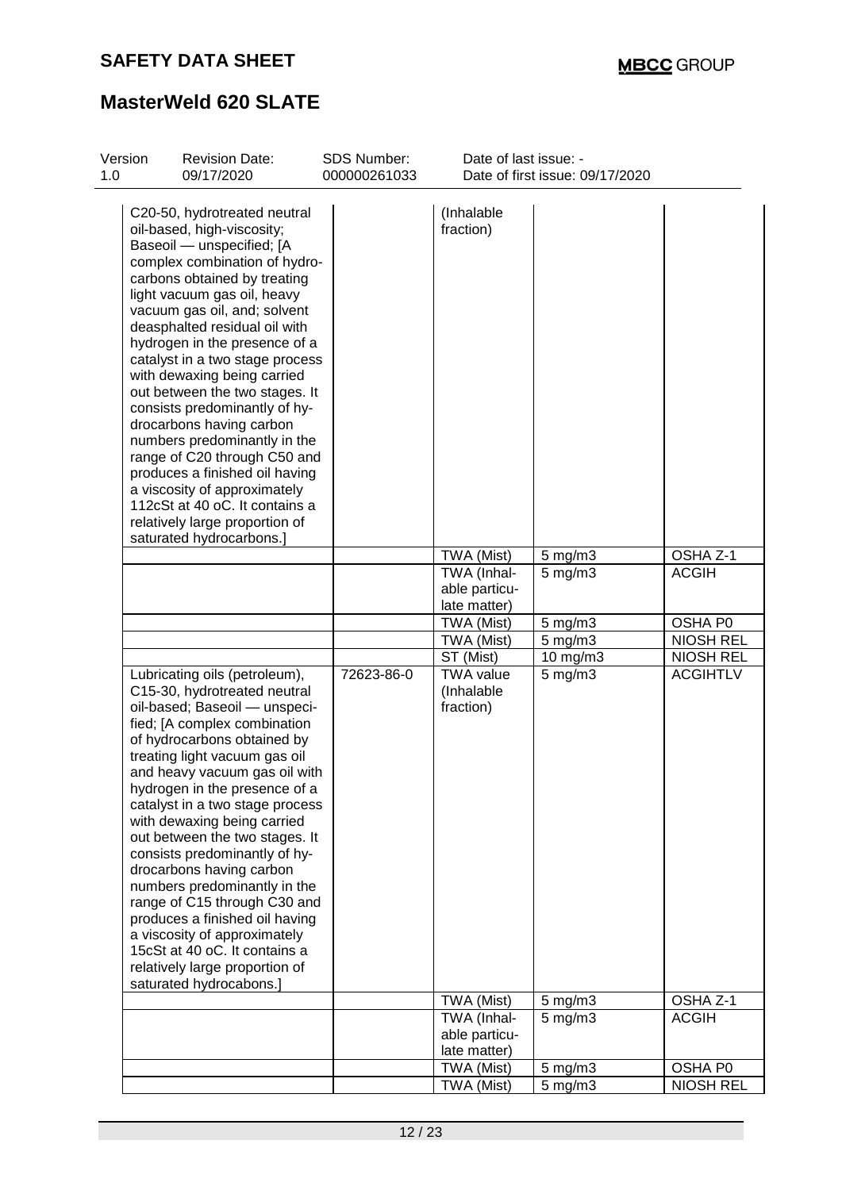# MasterWeld 620 SLATE

| Version 1.0 | Revision Date: 09/17/2020 | SDS Number: 000000261033 | Date of last issue: - Date of first issue: 09/17/2020 |
|---|---|---|---|

| | | | | |
|---|---|---|---|---|
| C20-50, hydrotreated neutral oil-based, high-viscosity; Baseoil — unspecified; [A complex combination of hydrocarbons obtained by treating light vacuum gas oil, heavy vacuum gas oil, and; solvent deasphalted residual oil with hydrogen in the presence of a catalyst in a two stage process with dewaxing being carried out between the two stages. It consists predominantly of hydrocarbons having carbon numbers predominantly in the range of C20 through C50 and produces a finished oil having a viscosity of approximately 112cSt at 40 oC. It contains a relatively large proportion of saturated hydrocarbons.] | | (Inhalable fraction) | | |
| | | TWA (Mist) | 5 mg/m3 | OSHA Z-1 |
| | | TWA (Inhalable particulate matter) | 5 mg/m3 | ACGIH |
| | | TWA (Mist) | 5 mg/m3 | OSHA P0 |
| | | TWA (Mist) | 5 mg/m3 | NIOSH REL |
| | | ST (Mist) | 10 mg/m3 | NIOSH REL |
| Lubricating oils (petroleum), C15-30, hydrotreated neutral oil-based; Baseoil — unspecified; [A complex combination of hydrocarbons obtained by treating light vacuum gas oil and heavy vacuum gas oil with hydrogen in the presence of a catalyst in a two stage process with dewaxing being carried out between the two stages. It consists predominantly of hydrocarbons having carbon numbers predominantly in the range of C15 through C30 and produces a finished oil having a viscosity of approximately 15cSt at 40 oC. It contains a relatively large proportion of saturated hydrocabons.] | 72623-86-0 | TWA value (Inhalable fraction) | 5 mg/m3 | ACGIHTLV |
| | | TWA (Mist) | 5 mg/m3 | OSHA Z-1 |
| | | TWA (Inhalable particulate matter) | 5 mg/m3 | ACGIH |
| | | TWA (Mist) | 5 mg/m3 | OSHA P0 |
| | | TWA (Mist) | 5 mg/m3 | NIOSH REL |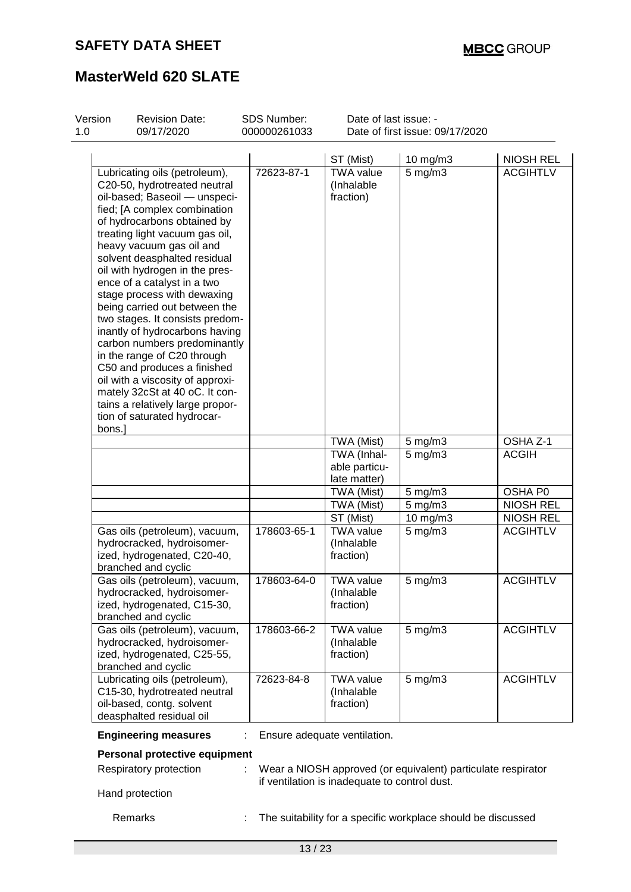# SAFETY DATA SHEET

# MasterWeld 620 SLATE

| Version | Revision Date: | SDS Number: | Date of last issue: - |
|---|---|---|---|
| 1.0 | 09/17/2020 | 000000261033 | Date of first issue: 09/17/2020 |

| Components | CAS-No. | Value type (Form of exposure) | Control parameters / Permissible concentration | Basis |
|---|---|---|---|---|
| | | ST (Mist) | 10 mg/m3 | NIOSH REL |
| Lubricating oils (petroleum), C20-50, hydrotreated neutral oil-based; Baseoil — unspecified; [A complex combination of hydrocarbons obtained by treating light vacuum gas oil, heavy vacuum gas oil and solvent deasphalted residual oil with hydrogen in the presence of a catalyst in a two stage process with dewaxing being carried out between the two stages. It consists predominantly of hydrocarbons having carbon numbers predominantly in the range of C20 through C50 and produces a finished oil with a viscosity of approximately 32cSt at 40 oC. It contains a relatively large proportion of saturated hydrocarbons.] | 72623-87-1 | TWA value (Inhalable fraction) | 5 mg/m3 | ACGIHTLV |
| | | TWA (Mist) | 5 mg/m3 | OSHA Z-1 |
| | | TWA (Inhalable particulate matter) | 5 mg/m3 | ACGIH |
| | | TWA (Mist) | 5 mg/m3 | OSHA P0 |
| | | TWA (Mist) | 5 mg/m3 | NIOSH REL |
| | | ST (Mist) | 10 mg/m3 | NIOSH REL |
| Gas oils (petroleum), vacuum, hydrocracked, hydroisomerized, hydrogenated, C20-40, branched and cyclic | 178603-65-1 | TWA value (Inhalable fraction) | 5 mg/m3 | ACGIHTLV |
| Gas oils (petroleum), vacuum, hydrocracked, hydroisomerized, hydrogenated, C15-30, branched and cyclic | 178603-64-0 | TWA value (Inhalable fraction) | 5 mg/m3 | ACGIHTLV |
| Gas oils (petroleum), vacuum, hydrocracked, hydroisomerized, hydrogenated, C25-55, branched and cyclic | 178603-66-2 | TWA value (Inhalable fraction) | 5 mg/m3 | ACGIHTLV |
| Lubricating oils (petroleum), C15-30, hydrotreated neutral oil-based, contg. solvent deasphalted residual oil | 72623-84-8 | TWA value (Inhalable fraction) | 5 mg/m3 | ACGIHTLV |

**Engineering measures** : Ensure adequate ventilation.

**Personal protective equipment**

Respiratory protection : Wear a NIOSH approved (or equivalent) particulate respirator if ventilation is inadequate to control dust.

Hand protection

Remarks : The suitability for a specific workplace should be discussed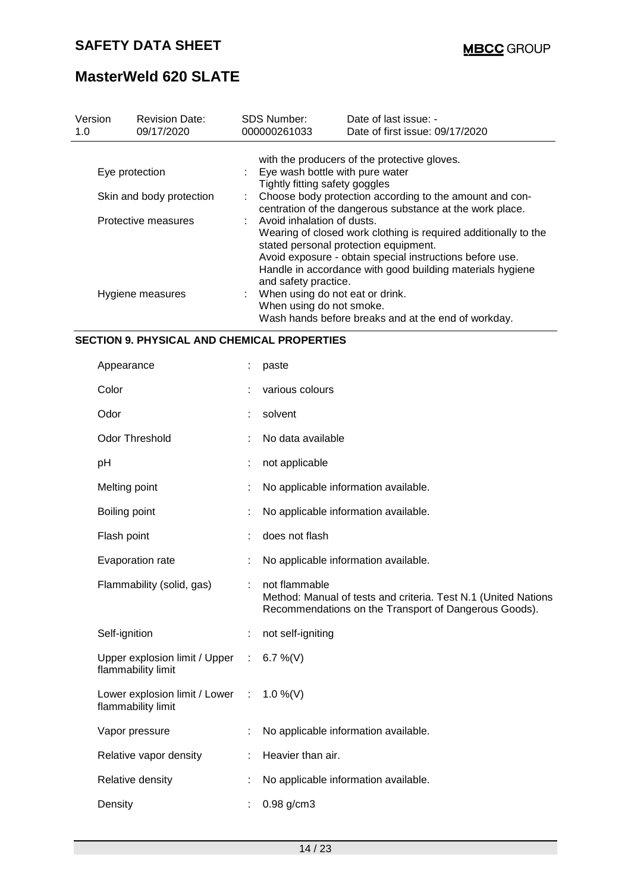| | | |
|---|---|---|
| | | with the producers of the protective gloves. |
| Eye protection | : | Eye wash bottle with pure water<br>Tightly fitting safety goggles |
| Skin and body protection | : | Choose body protection according to the amount and concentration of the dangerous substance at the work place. |
| Protective measures | : | Avoid inhalation of dusts.<br>Wearing of closed work clothing is required additionally to the stated personal protection equipment.<br>Avoid exposure - obtain special instructions before use.<br>Handle in accordance with good building materials hygiene and safety practice. |
| Hygiene measures | : | When using do not eat or drink.<br>When using do not smoke.<br>Wash hands before breaks and at the end of workday. |

## SECTION 9. PHYSICAL AND CHEMICAL PROPERTIES

| | | |
|---|---|---|
| Appearance | : | paste |
| Color | : | various colours |
| Odor | : | solvent |
| Odor Threshold | : | No data available |
| pH | : | not applicable |
| Melting point | : | No applicable information available. |
| Boiling point | : | No applicable information available. |
| Flash point | : | does not flash |
| Evaporation rate | : | No applicable information available. |
| Flammability (solid, gas) | : | not flammable<br>Method: Manual of tests and criteria. Test N.1 (United Nations Recommendations on the Transport of Dangerous Goods). |
| Self-ignition | : | not self-igniting |
| Upper explosion limit / Upper flammability limit | : | 6.7 %(V) |
| Lower explosion limit / Lower flammability limit | : | 1.0 %(V) |
| Vapor pressure | : | No applicable information available. |
| Relative vapor density | : | Heavier than air. |
| Relative density | : | No applicable information available. |
| Density | : | 0.98 g/cm3 |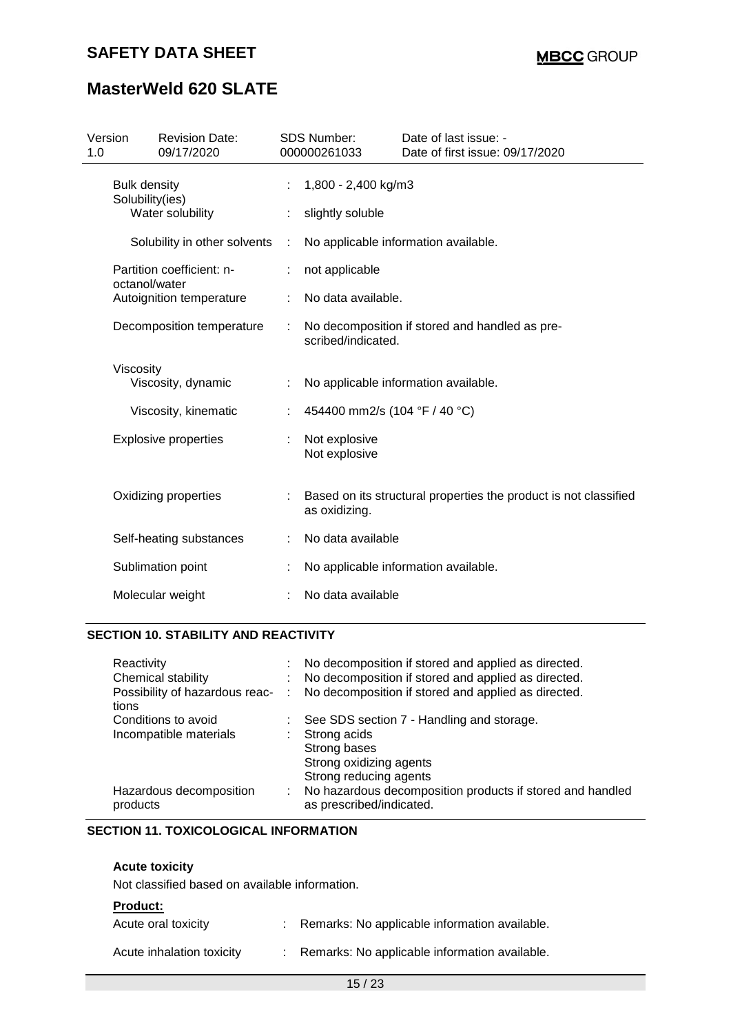| | | |
|---|---|---|
| Bulk density | : | 1,800 - 2,400 kg/m3 |
| Solubility(ies) | | |
| Water solubility | : | slightly soluble |
| Solubility in other solvents | : | No applicable information available. |
| Partition coefficient: n-octanol/water | : | not applicable |
| Autoignition temperature | : | No data available. |
| Decomposition temperature | : | No decomposition if stored and handled as prescribed/indicated. |
| Viscosity | | |
| Viscosity, dynamic | : | No applicable information available. |
| Viscosity, kinematic | : | 454400 mm2/s (104 °F / 40 °C) |
| Explosive properties | : | Not explosive<br>Not explosive |
| Oxidizing properties | : | Based on its structural properties the product is not classified as oxidizing. |
| Self-heating substances | : | No data available |
| Sublimation point | : | No applicable information available. |
| Molecular weight | : | No data available |

## SECTION 10. STABILITY AND REACTIVITY

| | | |
|---|---|---|
| Reactivity | : | No decomposition if stored and applied as directed. |
| Chemical stability | : | No decomposition if stored and applied as directed. |
| Possibility of hazardous reactions | : | No decomposition if stored and applied as directed. |
| Conditions to avoid | : | See SDS section 7 - Handling and storage. |
| Incompatible materials | : | Strong acids<br>Strong bases<br>Strong oxidizing agents<br>Strong reducing agents |
| Hazardous decomposition products | : | No hazardous decomposition products if stored and handled as prescribed/indicated. |

## SECTION 11. TOXICOLOGICAL INFORMATION

**Acute toxicity**

Not classified based on available information.

**Product:**

| | | |
|---|---|---|
| Acute oral toxicity | : | Remarks: No applicable information available. |
| Acute inhalation toxicity | : | Remarks: No applicable information available. |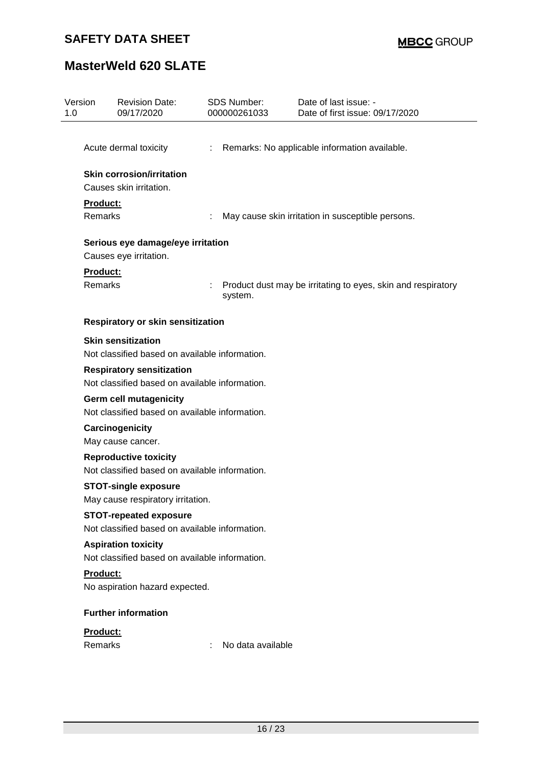Acute dermal toxicity : Remarks: No applicable information available.

**Skin corrosion/irritation**

Causes skin irritation.

**Product:**

Remarks : May cause skin irritation in susceptible persons.

**Serious eye damage/eye irritation**

Causes eye irritation.

**Product:**

Remarks : Product dust may be irritating to eyes, skin and respiratory system.

**Respiratory or skin sensitization**

**Skin sensitization**

Not classified based on available information.

**Respiratory sensitization**

Not classified based on available information.

**Germ cell mutagenicity**

Not classified based on available information.

**Carcinogenicity**

May cause cancer.

**Reproductive toxicity**

Not classified based on available information.

**STOT-single exposure**

May cause respiratory irritation.

**STOT-repeated exposure**

Not classified based on available information.

**Aspiration toxicity**

Not classified based on available information.

**Product:**

No aspiration hazard expected.

**Further information**

**Product:**

Remarks : No data available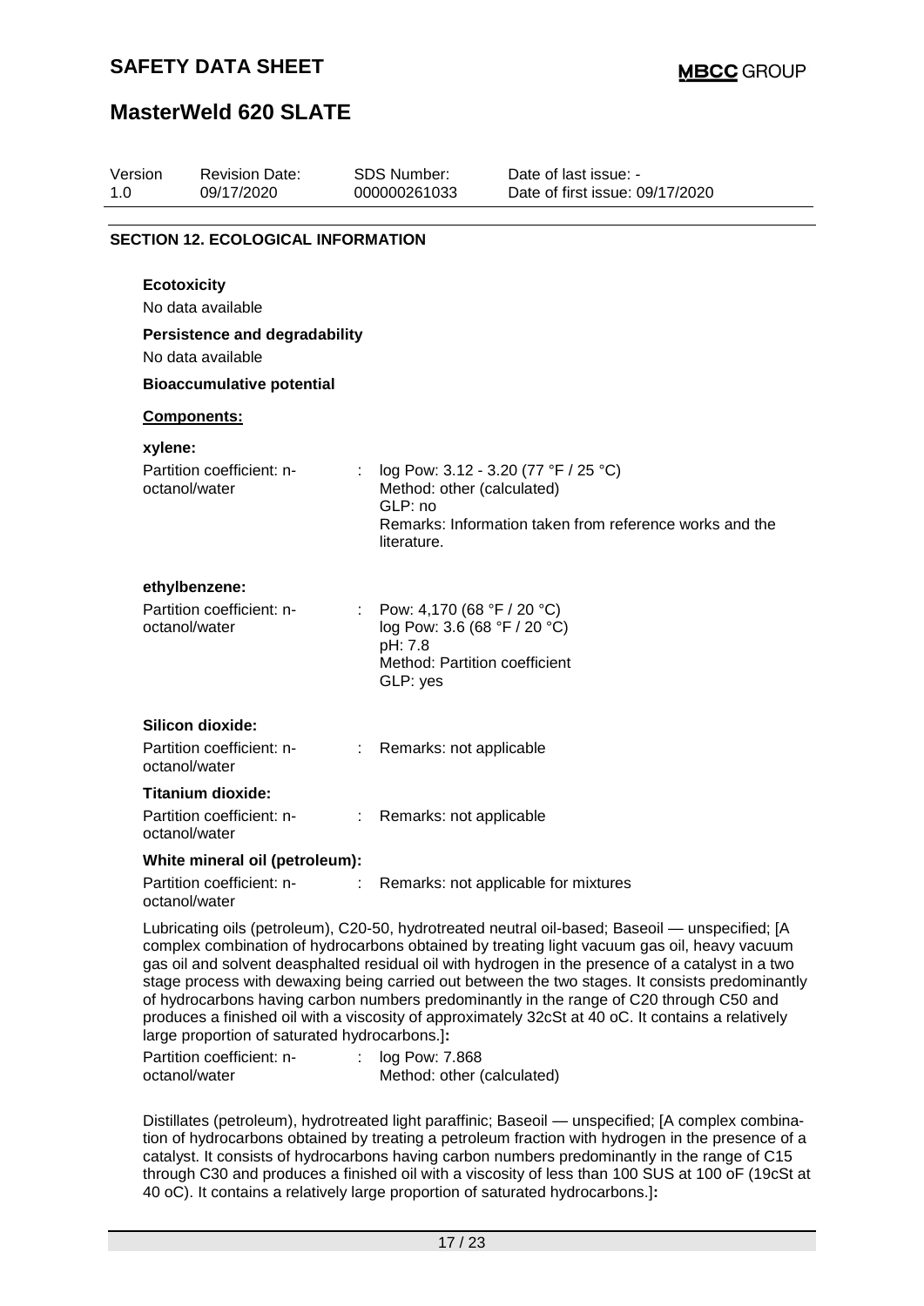## SECTION 12. ECOLOGICAL INFORMATION

**Ecotoxicity**

No data available

**Persistence and degradability**

No data available

**Bioaccumulative potential**

**Components:**

**xylene:**

| | | |
|---|---|---|
| Partition coefficient: n-octanol/water | : | log Pow: 3.12 - 3.20 (77 °F / 25 °C)<br>Method: other (calculated)<br>GLP: no<br>Remarks: Information taken from reference works and the literature. |

**ethylbenzene:**

| | | |
|---|---|---|
| Partition coefficient: n-octanol/water | : | Pow: 4,170 (68 °F / 20 °C)<br>log Pow: 3.6 (68 °F / 20 °C)<br>pH: 7.8<br>Method: Partition coefficient<br>GLP: yes |

**Silicon dioxide:**

| | | |
|---|---|---|
| Partition coefficient: n-octanol/water | : | Remarks: not applicable |

**Titanium dioxide:**

| | | |
|---|---|---|
| Partition coefficient: n-octanol/water | : | Remarks: not applicable |

**White mineral oil (petroleum):**

| | | |
|---|---|---|
| Partition coefficient: n-octanol/water | : | Remarks: not applicable for mixtures |

Lubricating oils (petroleum), C20-50, hydrotreated neutral oil-based; Baseoil — unspecified; [A complex combination of hydrocarbons obtained by treating light vacuum gas oil, heavy vacuum gas oil and solvent deasphalted residual oil with hydrogen in the presence of a catalyst in a two stage process with dewaxing being carried out between the two stages. It consists predominantly of hydrocarbons having carbon numbers predominantly in the range of C20 through C50 and produces a finished oil with a viscosity of approximately 32cSt at 40 oC. It contains a relatively large proportion of saturated hydrocarbons.]**:**

| | | |
|---|---|---|
| Partition coefficient: n-octanol/water | : | log Pow: 7.868<br>Method: other (calculated) |

Distillates (petroleum), hydrotreated light paraffinic; Baseoil — unspecified; [A complex combination of hydrocarbons obtained by treating a petroleum fraction with hydrogen in the presence of a catalyst. It consists of hydrocarbons having carbon numbers predominantly in the range of C15 through C30 and produces a finished oil with a viscosity of less than 100 SUS at 100 oF (19cSt at 40 oC). It contains a relatively large proportion of saturated hydrocarbons.]**:**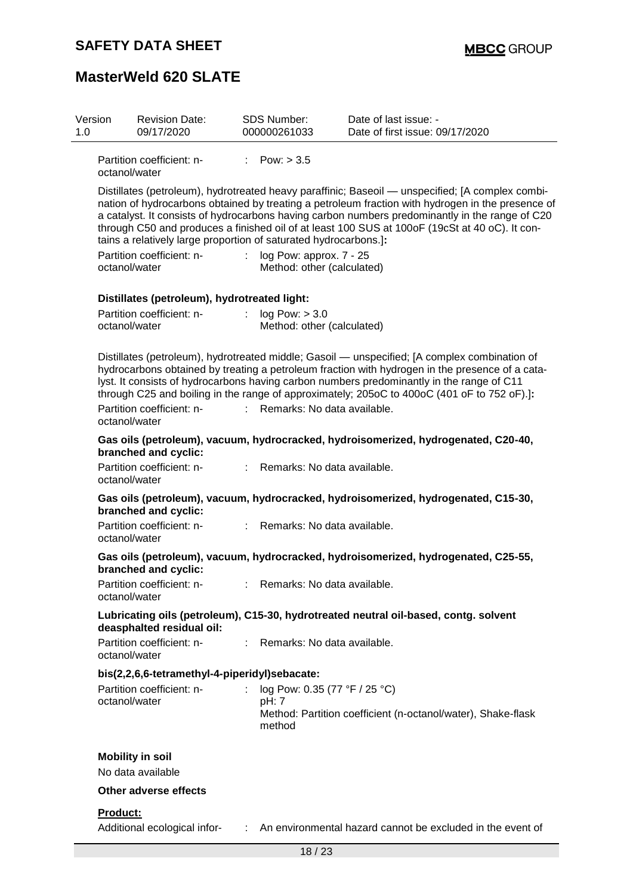| Version | Revision Date: | SDS Number: | Date of last issue: - |
|---|---|---|---|
| 1.0 | 09/17/2020 | 000000261033 | Date of first issue: 09/17/2020 |

Partition coefficient: n-octanol/water : Pow: > 3.5

**Distillates (petroleum), hydrotreated heavy paraffinic; Baseoil — unspecified; [A complex combination of hydrocarbons obtained by treating a petroleum fraction with hydrogen in the presence of a catalyst. It consists of hydrocarbons having carbon numbers predominantly in the range of C20 through C50 and produces a finished oil of at least 100 SUS at 100oF (19cSt at 40 oC). It contains a relatively large proportion of saturated hydrocarbons.]:**

Partition coefficient: n-octanol/water : log Pow: approx. 7 - 25
Method: other (calculated)

**Distillates (petroleum), hydrotreated light:**

Partition coefficient: n-octanol/water : log Pow: > 3.0
Method: other (calculated)

**Distillates (petroleum), hydrotreated middle; Gasoil — unspecified; [A complex combination of hydrocarbons obtained by treating a petroleum fraction with hydrogen in the presence of a catalyst. It consists of hydrocarbons having carbon numbers predominantly in the range of C11 through C25 and boiling in the range of approximately; 205oC to 400oC (401 oF to 752 oF).]:**

Partition coefficient: n-octanol/water : Remarks: No data available.

**Gas oils (petroleum), vacuum, hydrocracked, hydroisomerized, hydrogenated, C20-40, branched and cyclic:**

Partition coefficient: n-octanol/water : Remarks: No data available.

**Gas oils (petroleum), vacuum, hydrocracked, hydroisomerized, hydrogenated, C15-30, branched and cyclic:**

Partition coefficient: n-octanol/water : Remarks: No data available.

**Gas oils (petroleum), vacuum, hydrocracked, hydroisomerized, hydrogenated, C25-55, branched and cyclic:**

Partition coefficient: n-octanol/water : Remarks: No data available.

**Lubricating oils (petroleum), C15-30, hydrotreated neutral oil-based, contg. solvent deasphalted residual oil:**

Partition coefficient: n-octanol/water : Remarks: No data available.

**bis(2,2,6,6-tetramethyl-4-piperidyl)sebacate:**

Partition coefficient: n-octanol/water : log Pow: 0.35 (77 °F / 25 °C)
pH: 7
Method: Partition coefficient (n-octanol/water), Shake-flask method

**Mobility in soil**

No data available

**Other adverse effects**

**Product:**

Additional ecological infor- : An environmental hazard cannot be excluded in the event of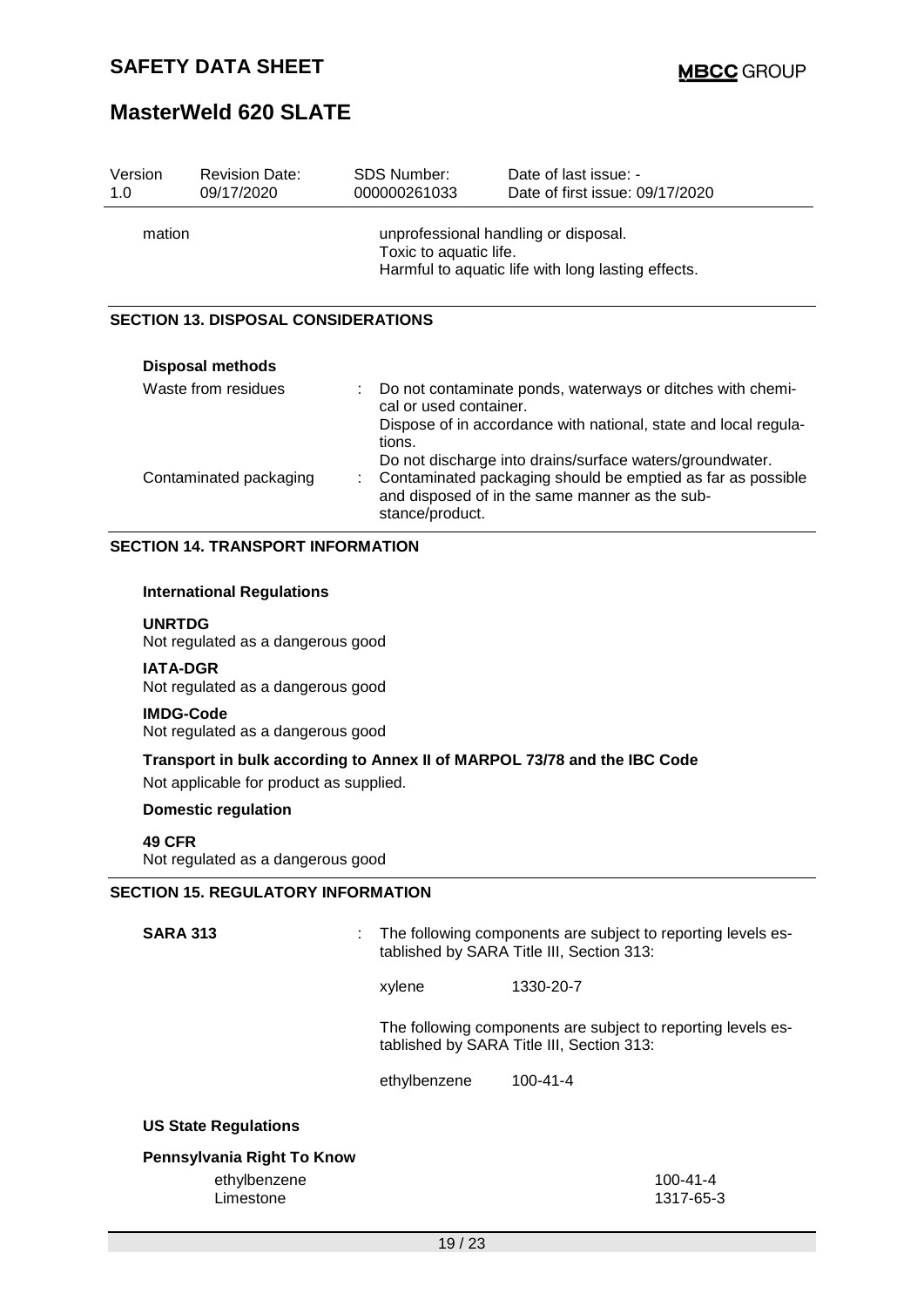| Version | Revision Date: | SDS Number: | Date of last issue: - |
|---|---|---|---|
| 1.0 | 09/17/2020 | 000000261033 | Date of first issue: 09/17/2020 |

mation : unprofessional handling or disposal.
Toxic to aquatic life.
Harmful to aquatic life with long lasting effects.

## SECTION 13. DISPOSAL CONSIDERATIONS

**Disposal methods**

| | | |
|---|---|---|
| Waste from residues | : | Do not contaminate ponds, waterways or ditches with chemical or used container. Dispose of in accordance with national, state and local regulations. Do not discharge into drains/surface waters/groundwater. |
| Contaminated packaging | : | Contaminated packaging should be emptied as far as possible and disposed of in the same manner as the substance/product. |

## SECTION 14. TRANSPORT INFORMATION

**International Regulations**

**UNRTDG**
Not regulated as a dangerous good

**IATA-DGR**
Not regulated as a dangerous good

**IMDG-Code**
Not regulated as a dangerous good

**Transport in bulk according to Annex II of MARPOL 73/78 and the IBC Code**
Not applicable for product as supplied.

**Domestic regulation**

**49 CFR**
Not regulated as a dangerous good

## SECTION 15. REGULATORY INFORMATION

**SARA 313** : The following components are subject to reporting levels established by SARA Title III, Section 313:

| | |
|---|---|
| xylene | 1330-20-7 |

The following components are subject to reporting levels established by SARA Title III, Section 313:

| | |
|---|---|
| ethylbenzene | 100-41-4 |

**US State Regulations**

**Pennsylvania Right To Know**

| | |
|---|---|
| ethylbenzene | 100-41-4 |
| Limestone | 1317-65-3 |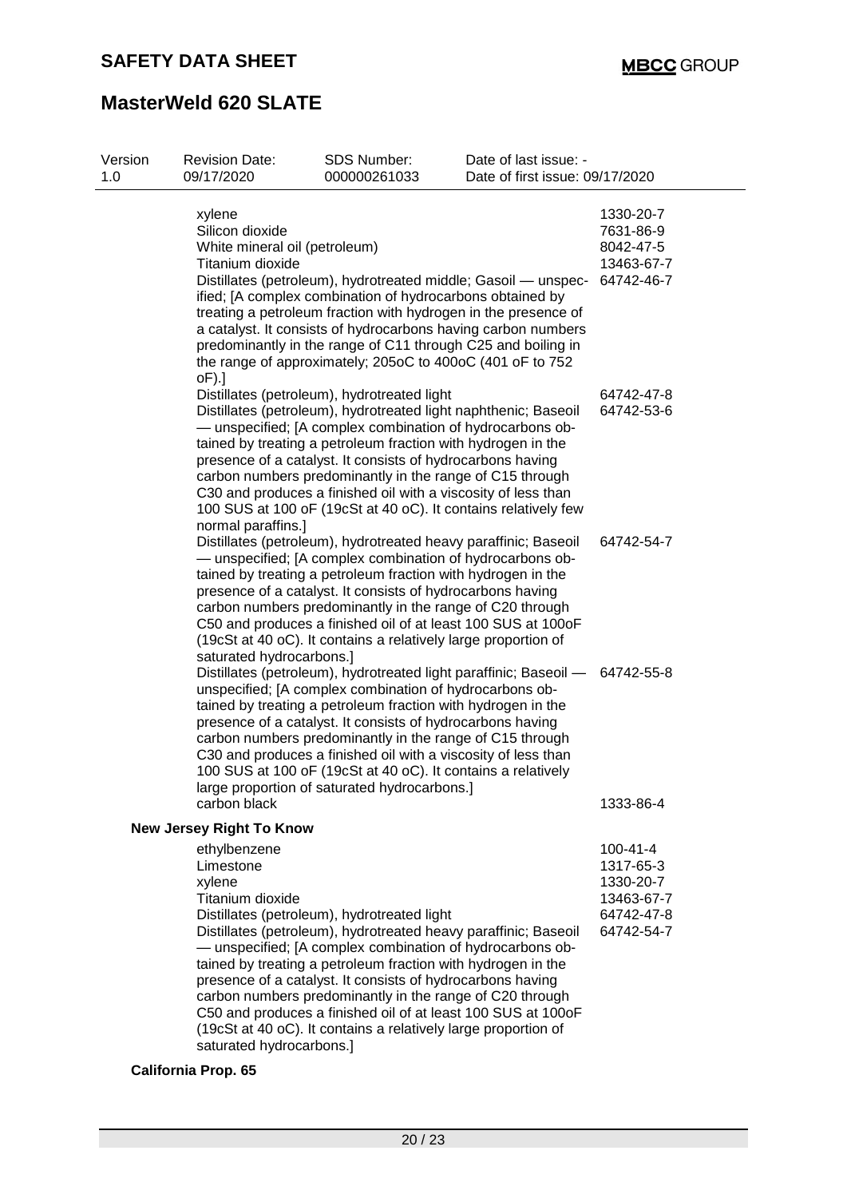| | |
|---|---|
| xylene | 1330-20-7 |
| Silicon dioxide | 7631-86-9 |
| White mineral oil (petroleum) | 8042-47-5 |
| Titanium dioxide | 13463-67-7 |
| Distillates (petroleum), hydrotreated middle; Gasoil — unspecified; [A complex combination of hydrocarbons obtained by treating a petroleum fraction with hydrogen in the presence of a catalyst. It consists of hydrocarbons having carbon numbers predominantly in the range of C11 through C25 and boiling in the range of approximately; 205oC to 400oC (401 oF to 752 oF).] | 64742-46-7 |
| Distillates (petroleum), hydrotreated light | 64742-47-8 |
| Distillates (petroleum), hydrotreated light naphthenic; Baseoil — unspecified; [A complex combination of hydrocarbons obtained by treating a petroleum fraction with hydrogen in the presence of a catalyst. It consists of hydrocarbons having carbon numbers predominantly in the range of C15 through C30 and produces a finished oil with a viscosity of less than 100 SUS at 100 oF (19cSt at 40 oC). It contains relatively few normal paraffins.] | 64742-53-6 |
| Distillates (petroleum), hydrotreated heavy paraffinic; Baseoil — unspecified; [A complex combination of hydrocarbons obtained by treating a petroleum fraction with hydrogen in the presence of a catalyst. It consists of hydrocarbons having carbon numbers predominantly in the range of C20 through C50 and produces a finished oil of at least 100 SUS at 100oF (19cSt at 40 oC). It contains a relatively large proportion of saturated hydrocarbons.] | 64742-54-7 |
| Distillates (petroleum), hydrotreated light paraffinic; Baseoil — unspecified; [A complex combination of hydrocarbons obtained by treating a petroleum fraction with hydrogen in the presence of a catalyst. It consists of hydrocarbons having carbon numbers predominantly in the range of C15 through C30 and produces a finished oil with a viscosity of less than 100 SUS at 100 oF (19cSt at 40 oC). It contains a relatively large proportion of saturated hydrocarbons.] | 64742-55-8 |
| carbon black | 1333-86-4 |

**New Jersey Right To Know**

| | |
|---|---|
| ethylbenzene | 100-41-4 |
| Limestone | 1317-65-3 |
| xylene | 1330-20-7 |
| Titanium dioxide | 13463-67-7 |
| Distillates (petroleum), hydrotreated light | 64742-47-8 |
| Distillates (petroleum), hydrotreated heavy paraffinic; Baseoil — unspecified; [A complex combination of hydrocarbons obtained by treating a petroleum fraction with hydrogen in the presence of a catalyst. It consists of hydrocarbons having carbon numbers predominantly in the range of C20 through C50 and produces a finished oil of at least 100 SUS at 100oF (19cSt at 40 oC). It contains a relatively large proportion of saturated hydrocarbons.] | 64742-54-7 |

**California Prop. 65**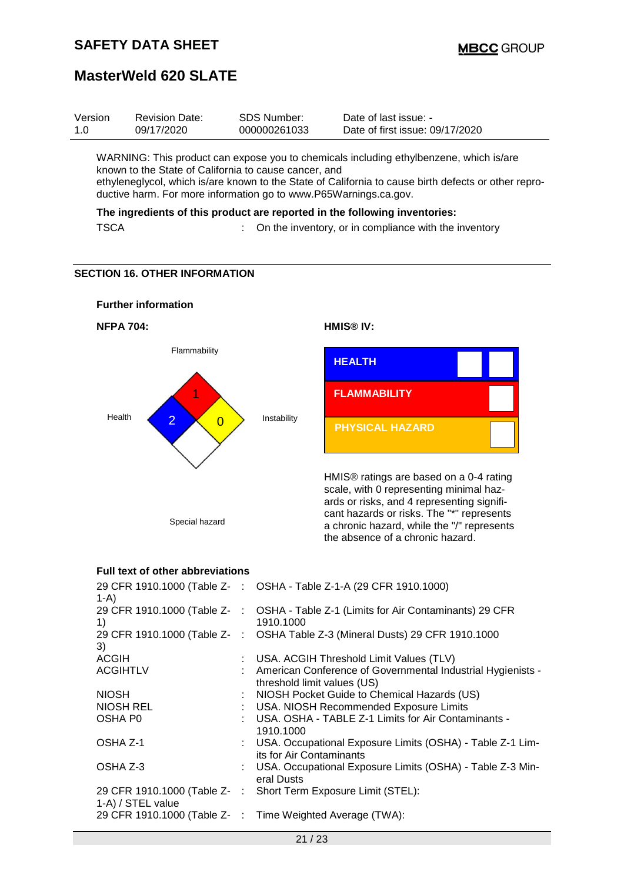SAFETY DATA SHEET

MBCC GROUP

# MasterWeld 620 SLATE

| Version | Revision Date: | SDS Number: | Date of last issue: - |
|---|---|---|---|
| 1.0 | 09/17/2020 | 000000261033 | Date of first issue: 09/17/2020 |

WARNING: This product can expose you to chemicals including ethylbenzene, which is/are known to the State of California to cause cancer, and ethyleneglycol, which is/are known to the State of California to cause birth defects or other reproductive harm. For more information go to www.P65Warnings.ca.gov.

**The ingredients of this product are reported in the following inventories:**

TSCA : On the inventory, or in compliance with the inventory

## SECTION 16. OTHER INFORMATION

**Further information**

**NFPA 704:**

| Flammability | Health | Instability | Special hazard |
|---|---|---|---|
| 1 | 2 | 0 | |

**HMIS® IV:**

| | |
|---|---|
| HEALTH | |
| FLAMMABILITY | |
| PHYSICAL HAZARD | |

HMIS® ratings are based on a 0-4 rating scale, with 0 representing minimal hazards or risks, and 4 representing significant hazards or risks. The "*" represents a chronic hazard, while the "/" represents the absence of a chronic hazard.

**Full text of other abbreviations**

| | |
|---|---|
| 29 CFR 1910.1000 (Table Z-1-A) | OSHA - Table Z-1-A (29 CFR 1910.1000) |
| 29 CFR 1910.1000 (Table Z-1) | OSHA - Table Z-1 (Limits for Air Contaminants) 29 CFR 1910.1000 |
| 29 CFR 1910.1000 (Table Z-3) | OSHA Table Z-3 (Mineral Dusts) 29 CFR 1910.1000 |
| ACGIH | USA. ACGIH Threshold Limit Values (TLV) |
| ACGIHTLV | American Conference of Governmental Industrial Hygienists - threshold limit values (US) |
| NIOSH | NIOSH Pocket Guide to Chemical Hazards (US) |
| NIOSH REL | USA. NIOSH Recommended Exposure Limits |
| OSHA P0 | USA. OSHA - TABLE Z-1 Limits for Air Contaminants - 1910.1000 |
| OSHA Z-1 | USA. Occupational Exposure Limits (OSHA) - Table Z-1 Limits for Air Contaminants |
| OSHA Z-3 | USA. Occupational Exposure Limits (OSHA) - Table Z-3 Mineral Dusts |
| 29 CFR 1910.1000 (Table Z-1-A) / STEL value | Short Term Exposure Limit (STEL): |
| 29 CFR 1910.1000 (Table Z- | Time Weighted Average (TWA): |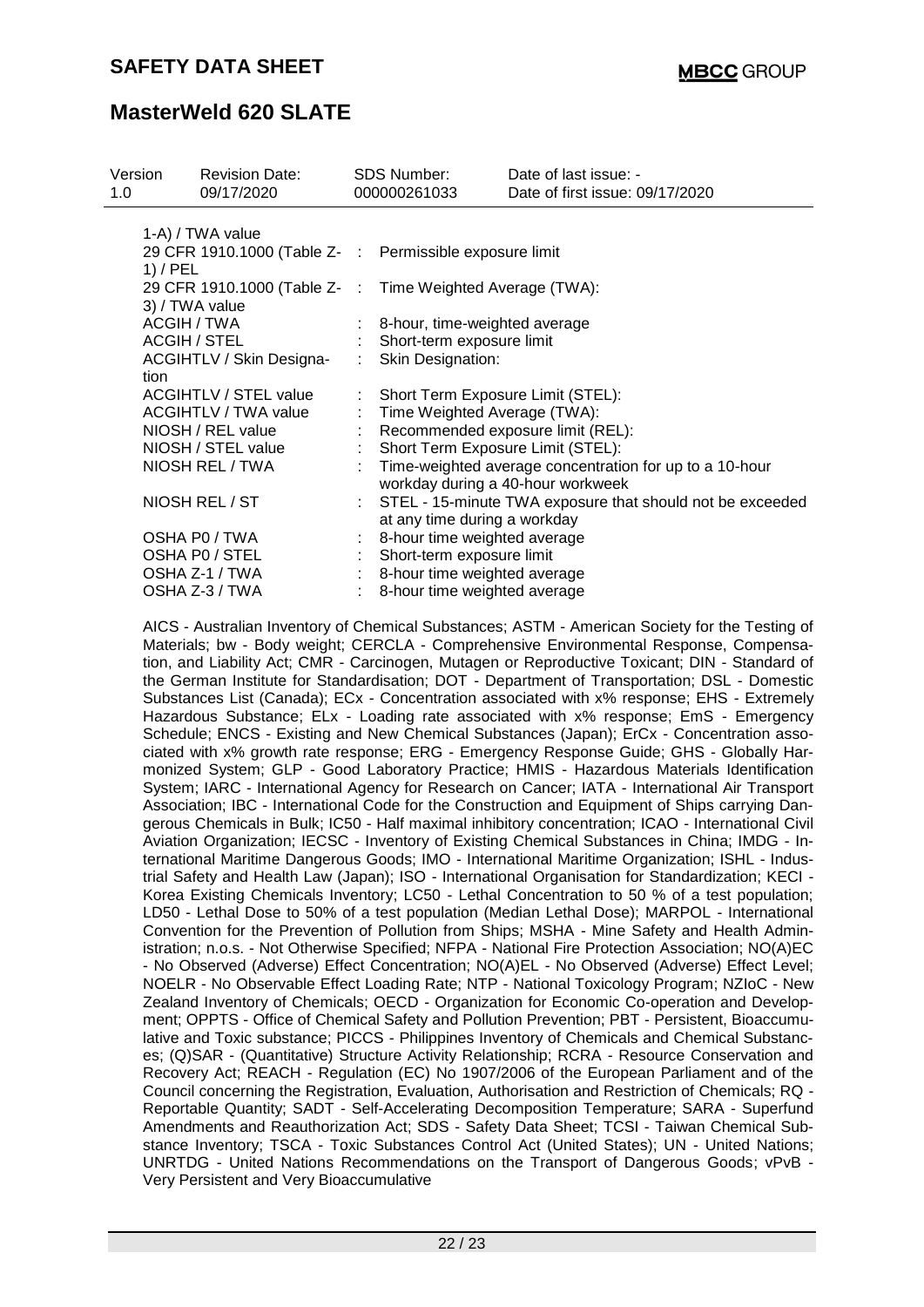| | | |
|---|---|---|
| 1-A) / TWA value | | |
| 29 CFR 1910.1000 (Table Z-1) / PEL | : | Permissible exposure limit |
| 29 CFR 1910.1000 (Table Z-3) / TWA value | : | Time Weighted Average (TWA): |
| ACGIH / TWA | : | 8-hour, time-weighted average |
| ACGIH / STEL | : | Short-term exposure limit |
| ACGIHTLV / Skin Designation | : | Skin Designation: |
| ACGIHTLV / STEL value | : | Short Term Exposure Limit (STEL): |
| ACGIHTLV / TWA value | : | Time Weighted Average (TWA): |
| NIOSH / REL value | : | Recommended exposure limit (REL): |
| NIOSH / STEL value | : | Short Term Exposure Limit (STEL): |
| NIOSH REL / TWA | : | Time-weighted average concentration for up to a 10-hour workday during a 40-hour workweek |
| NIOSH REL / ST | : | STEL - 15-minute TWA exposure that should not be exceeded at any time during a workday |
| OSHA P0 / TWA | : | 8-hour time weighted average |
| OSHA P0 / STEL | : | Short-term exposure limit |
| OSHA Z-1 / TWA | : | 8-hour time weighted average |
| OSHA Z-3 / TWA | : | 8-hour time weighted average |

AICS - Australian Inventory of Chemical Substances; ASTM - American Society for the Testing of Materials; bw - Body weight; CERCLA - Comprehensive Environmental Response, Compensation, and Liability Act; CMR - Carcinogen, Mutagen or Reproductive Toxicant; DIN - Standard of the German Institute for Standardisation; DOT - Department of Transportation; DSL - Domestic Substances List (Canada); ECx - Concentration associated with x% response; EHS - Extremely Hazardous Substance; ELx - Loading rate associated with x% response; EmS - Emergency Schedule; ENCS - Existing and New Chemical Substances (Japan); ErCx - Concentration associated with x% growth rate response; ERG - Emergency Response Guide; GHS - Globally Harmonized System; GLP - Good Laboratory Practice; HMIS - Hazardous Materials Identification System; IARC - International Agency for Research on Cancer; IATA - International Air Transport Association; IBC - International Code for the Construction and Equipment of Ships carrying Dangerous Chemicals in Bulk; IC50 - Half maximal inhibitory concentration; ICAO - International Civil Aviation Organization; IECSC - Inventory of Existing Chemical Substances in China; IMDG - International Maritime Dangerous Goods; IMO - International Maritime Organization; ISHL - Industrial Safety and Health Law (Japan); ISO - International Organisation for Standardization; KECI - Korea Existing Chemicals Inventory; LC50 - Lethal Concentration to 50 % of a test population; LD50 - Lethal Dose to 50% of a test population (Median Lethal Dose); MARPOL - International Convention for the Prevention of Pollution from Ships; MSHA - Mine Safety and Health Administration; n.o.s. - Not Otherwise Specified; NFPA - National Fire Protection Association; NO(A)EC - No Observed (Adverse) Effect Concentration; NO(A)EL - No Observed (Adverse) Effect Level; NOELR - No Observable Effect Loading Rate; NTP - National Toxicology Program; NZIoC - New Zealand Inventory of Chemicals; OECD - Organization for Economic Co-operation and Development; OPPTS - Office of Chemical Safety and Pollution Prevention; PBT - Persistent, Bioaccumulative and Toxic substance; PICCS - Philippines Inventory of Chemicals and Chemical Substances; (Q)SAR - (Quantitative) Structure Activity Relationship; RCRA - Resource Conservation and Recovery Act; REACH - Regulation (EC) No 1907/2006 of the European Parliament and of the Council concerning the Registration, Evaluation, Authorisation and Restriction of Chemicals; RQ - Reportable Quantity; SADT - Self-Accelerating Decomposition Temperature; SARA - Superfund Amendments and Reauthorization Act; SDS - Safety Data Sheet; TCSI - Taiwan Chemical Substance Inventory; TSCA - Toxic Substances Control Act (United States); UN - United Nations; UNRTDG - United Nations Recommendations on the Transport of Dangerous Goods; vPvB - Very Persistent and Very Bioaccumulative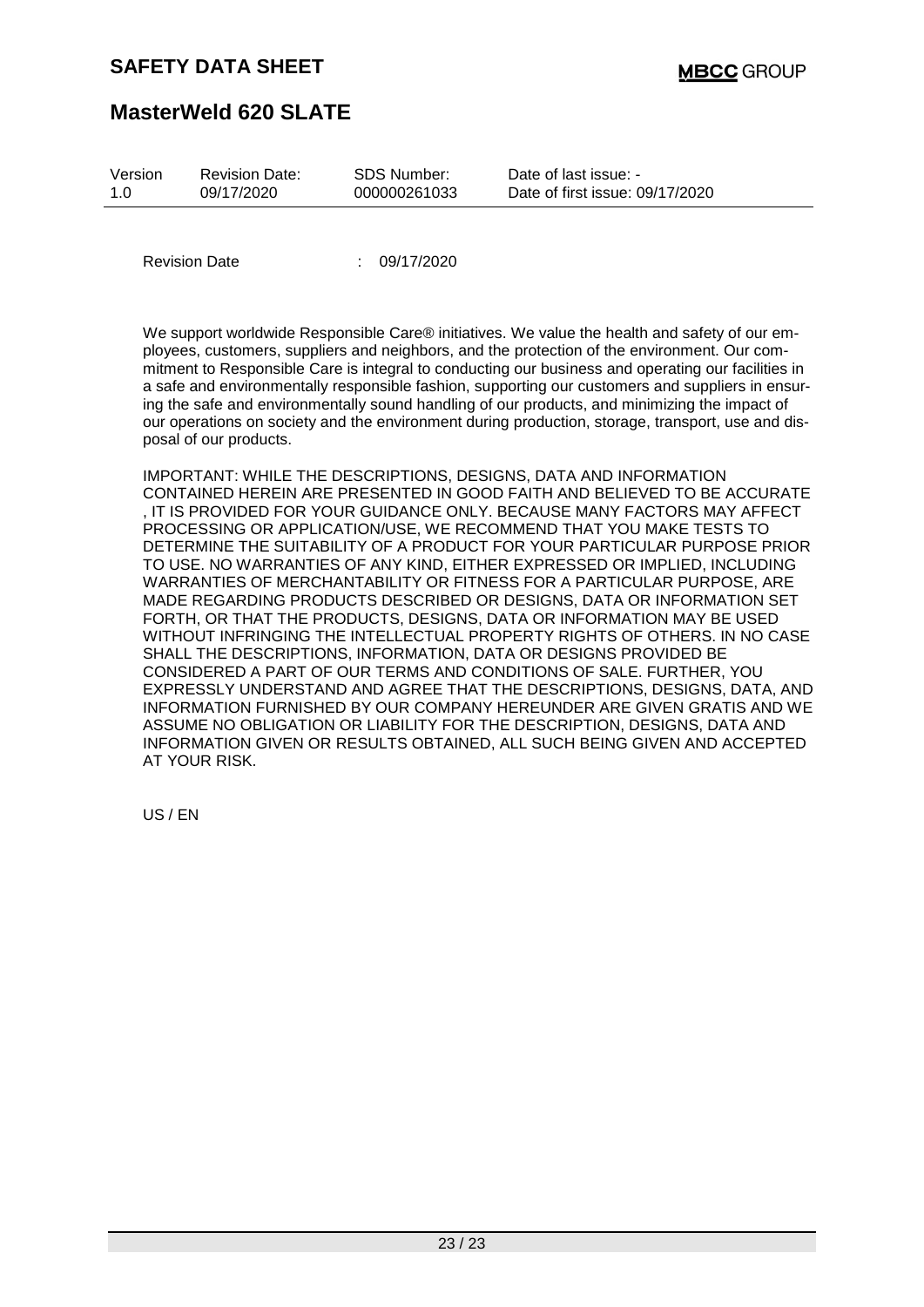Revision Date : 09/17/2020

We support worldwide Responsible Care® initiatives. We value the health and safety of our employees, customers, suppliers and neighbors, and the protection of the environment. Our commitment to Responsible Care is integral to conducting our business and operating our facilities in a safe and environmentally responsible fashion, supporting our customers and suppliers in ensuring the safe and environmentally sound handling of our products, and minimizing the impact of our operations on society and the environment during production, storage, transport, use and disposal of our products.

IMPORTANT: WHILE THE DESCRIPTIONS, DESIGNS, DATA AND INFORMATION CONTAINED HEREIN ARE PRESENTED IN GOOD FAITH AND BELIEVED TO BE ACCURATE , IT IS PROVIDED FOR YOUR GUIDANCE ONLY. BECAUSE MANY FACTORS MAY AFFECT PROCESSING OR APPLICATION/USE, WE RECOMMEND THAT YOU MAKE TESTS TO DETERMINE THE SUITABILITY OF A PRODUCT FOR YOUR PARTICULAR PURPOSE PRIOR TO USE. NO WARRANTIES OF ANY KIND, EITHER EXPRESSED OR IMPLIED, INCLUDING WARRANTIES OF MERCHANTABILITY OR FITNESS FOR A PARTICULAR PURPOSE, ARE MADE REGARDING PRODUCTS DESCRIBED OR DESIGNS, DATA OR INFORMATION SET FORTH, OR THAT THE PRODUCTS, DESIGNS, DATA OR INFORMATION MAY BE USED WITHOUT INFRINGING THE INTELLECTUAL PROPERTY RIGHTS OF OTHERS. IN NO CASE SHALL THE DESCRIPTIONS, INFORMATION, DATA OR DESIGNS PROVIDED BE CONSIDERED A PART OF OUR TERMS AND CONDITIONS OF SALE. FURTHER, YOU EXPRESSLY UNDERSTAND AND AGREE THAT THE DESCRIPTIONS, DESIGNS, DATA, AND INFORMATION FURNISHED BY OUR COMPANY HEREUNDER ARE GIVEN GRATIS AND WE ASSUME NO OBLIGATION OR LIABILITY FOR THE DESCRIPTION, DESIGNS, DATA AND INFORMATION GIVEN OR RESULTS OBTAINED, ALL SUCH BEING GIVEN AND ACCEPTED AT YOUR RISK.

US / EN